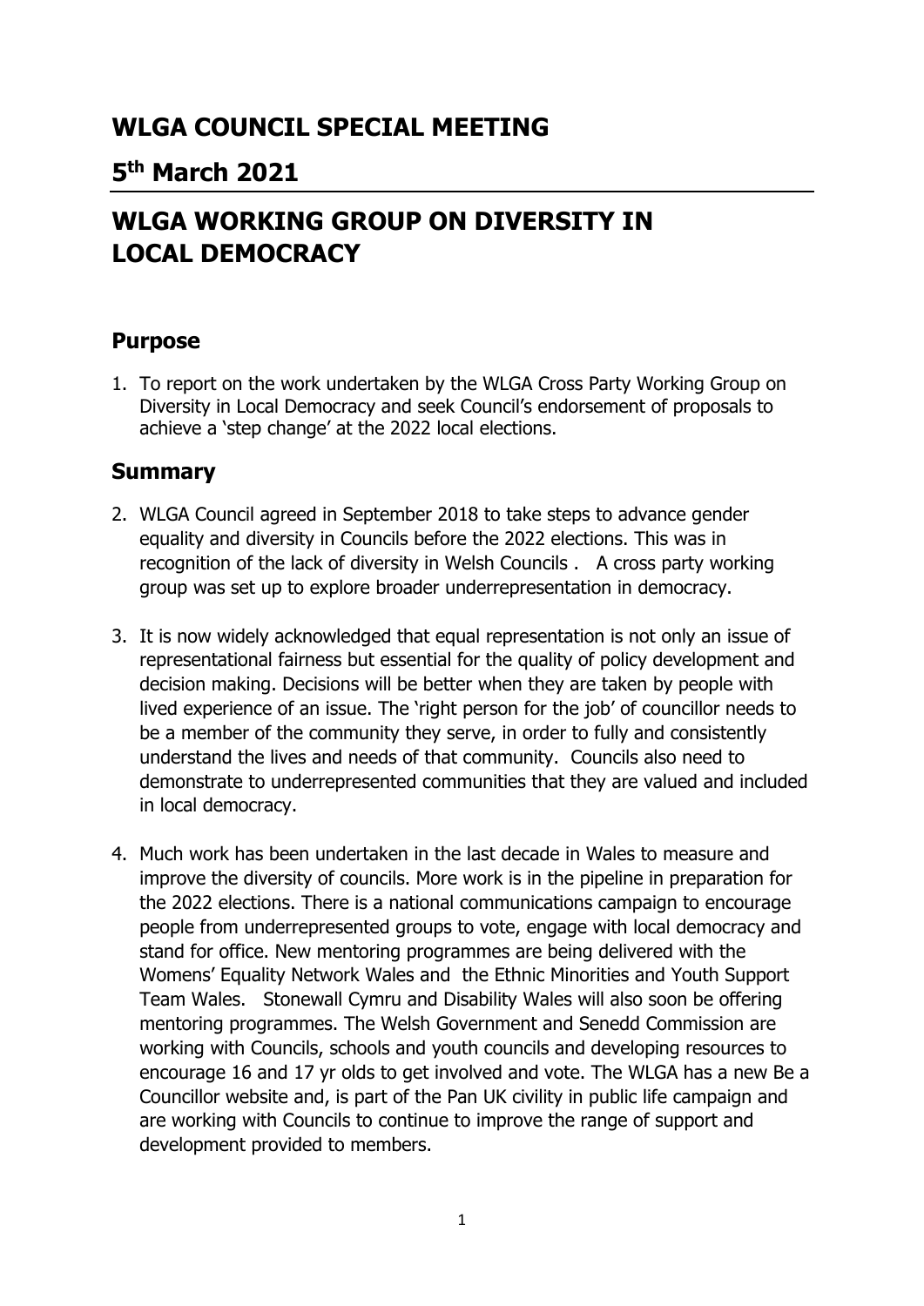# WLGA COUNCIL SPECIAL MEETING

## 5th March 2021

## WLGA WORKING GROUP ON DIVERSITY IN LOCAL DEMOCRACY

### Purpose

1. To report on the work undertaken by the WLGA Cross Party Working Group on Diversity in Local Democracy and seek Council's endorsement of proposals to achieve a 'step change' at the 2022 local elections.

### Summary

2. WLGA Council agreed in September 2018 to take steps to advance gender equality and diversity in Councils before the 2022 elections. This was in recognition of the lack of diversity in Welsh Councils . A cross party working group was set up to explore broader underrepresentation in democracy.

3. It is now widely acknowledged that equal representation is not only an issue of representational fairness but essential for the quality of policy development and decision making. Decisions will be better when they are taken by people with lived experience of an issue. The 'right person for the job' of councillor needs to be a member of the community they serve, in order to fully and consistently understand the lives and needs of that community. Councils also need to demonstrate to underrepresented communities that they are valued and included in local democracy.

4. Much work has been undertaken in the last decade in Wales to measure and improve the diversity of councils. More work is in the pipeline in preparation for the 2022 elections. There is a national communications campaign to encourage people from underrepresented groups to vote, engage with local democracy and stand for office. New mentoring programmes are being delivered with the Womens' Equality Network Wales and the Ethnic Minorities and Youth Support Team Wales. Stonewall Cymru and Disability Wales will also soon be offering mentoring programmes. The Welsh Government and Senedd Commission are working with Councils, schools and youth councils and developing resources to encourage 16 and 17 yr olds to get involved and vote. The WLGA has a new Be a Councillor website and, is part of the Pan UK civility in public life campaign and are working with Councils to continue to improve the range of support and development provided to members.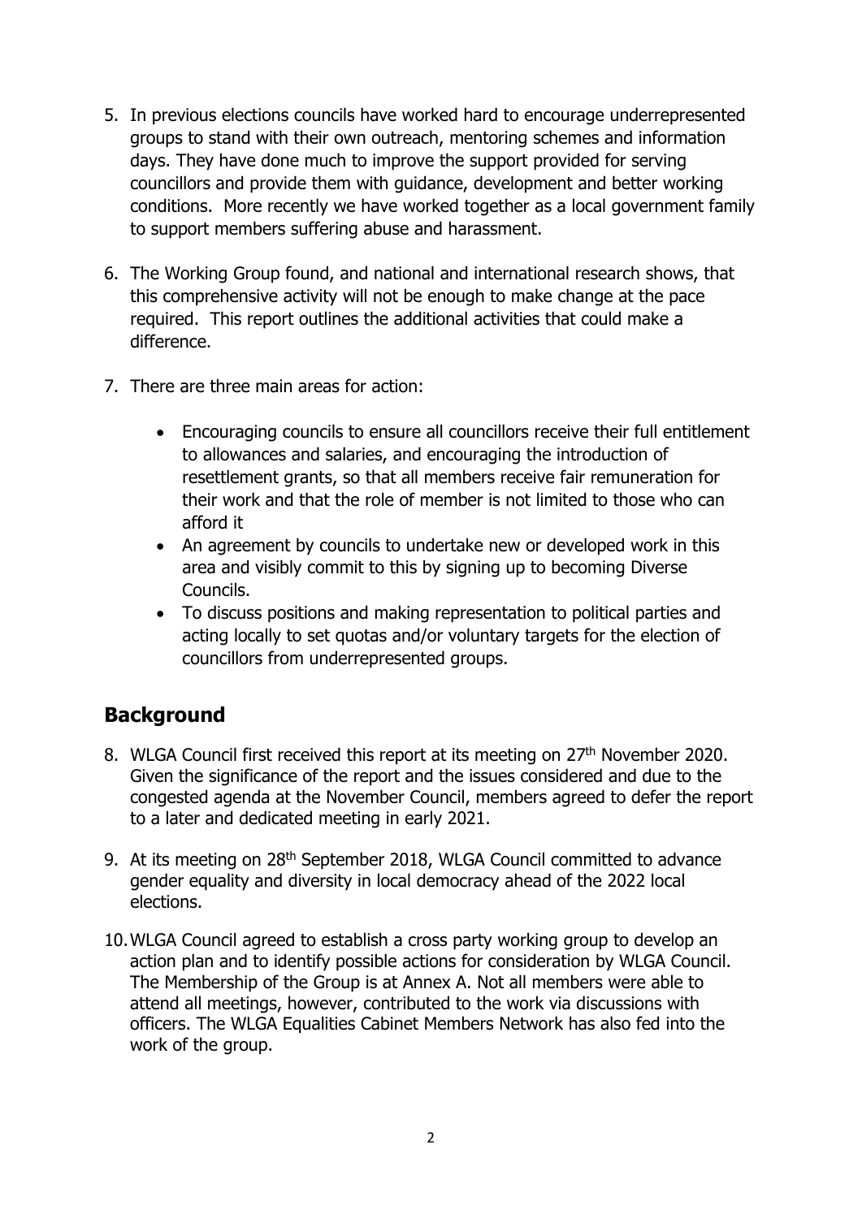5. In previous elections councils have worked hard to encourage underrepresented groups to stand with their own outreach, mentoring schemes and information days. They have done much to improve the support provided for serving councillors and provide them with guidance, development and better working conditions. More recently we have worked together as a local government family to support members suffering abuse and harassment.

6. The Working Group found, and national and international research shows, that this comprehensive activity will not be enough to make change at the pace required. This report outlines the additional activities that could make a difference.

7. There are three main areas for action:

   - Encouraging councils to ensure all councillors receive their full entitlement to allowances and salaries, and encouraging the introduction of resettlement grants, so that all members receive fair remuneration for their work and that the role of member is not limited to those who can afford it
   - An agreement by councils to undertake new or developed work in this area and visibly commit to this by signing up to becoming Diverse Councils.
   - To discuss positions and making representation to political parties and acting locally to set quotas and/or voluntary targets for the election of councillors from underrepresented groups.

## Background

8. WLGA Council first received this report at its meeting on 27th November 2020. Given the significance of the report and the issues considered and due to the congested agenda at the November Council, members agreed to defer the report to a later and dedicated meeting in early 2021.

9. At its meeting on 28th September 2018, WLGA Council committed to advance gender equality and diversity in local democracy ahead of the 2022 local elections.

10. WLGA Council agreed to establish a cross party working group to develop an action plan and to identify possible actions for consideration by WLGA Council. The Membership of the Group is at Annex A. Not all members were able to attend all meetings, however, contributed to the work via discussions with officers. The WLGA Equalities Cabinet Members Network has also fed into the work of the group.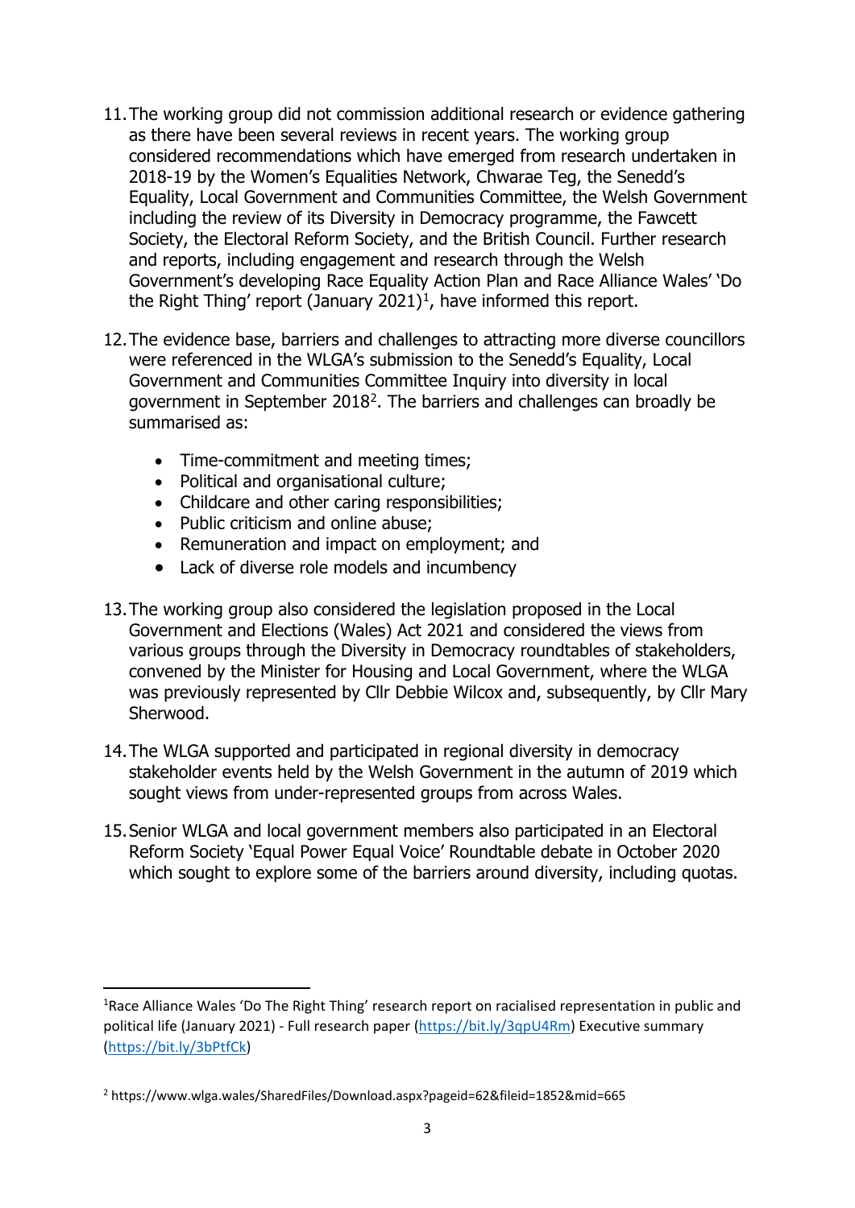11. The working group did not commission additional research or evidence gathering as there have been several reviews in recent years. The working group considered recommendations which have emerged from research undertaken in 2018-19 by the Women's Equalities Network, Chwarae Teg, the Senedd's Equality, Local Government and Communities Committee, the Welsh Government including the review of its Diversity in Democracy programme, the Fawcett Society, the Electoral Reform Society, and the British Council. Further research and reports, including engagement and research through the Welsh Government's developing Race Equality Action Plan and Race Alliance Wales' 'Do the Right Thing' report (January 2021)[1], have informed this report.

12. The evidence base, barriers and challenges to attracting more diverse councillors were referenced in the WLGA's submission to the Senedd's Equality, Local Government and Communities Committee Inquiry into diversity in local government in September 2018[2]. The barriers and challenges can broadly be summarised as:

    - Time-commitment and meeting times;
    - Political and organisational culture;
    - Childcare and other caring responsibilities;
    - Public criticism and online abuse;
    - Remuneration and impact on employment; and
    - Lack of diverse role models and incumbency

13. The working group also considered the legislation proposed in the Local Government and Elections (Wales) Act 2021 and considered the views from various groups through the Diversity in Democracy roundtables of stakeholders, convened by the Minister for Housing and Local Government, where the WLGA was previously represented by Cllr Debbie Wilcox and, subsequently, by Cllr Mary Sherwood.

14. The WLGA supported and participated in regional diversity in democracy stakeholder events held by the Welsh Government in the autumn of 2019 which sought views from under-represented groups from across Wales.

15. Senior WLGA and local government members also participated in an Electoral Reform Society 'Equal Power Equal Voice' Roundtable debate in October 2020 which sought to explore some of the barriers around diversity, including quotas.

---

[1] Race Alliance Wales 'Do The Right Thing' research report on racialised representation in public and political life (January 2021) - Full research paper (https://bit.ly/3qpU4Rm) Executive summary (https://bit.ly/3bPtfCk)

[2] https://www.wlga.wales/SharedFiles/Download.aspx?pageid=62&fileid=1852&mid=665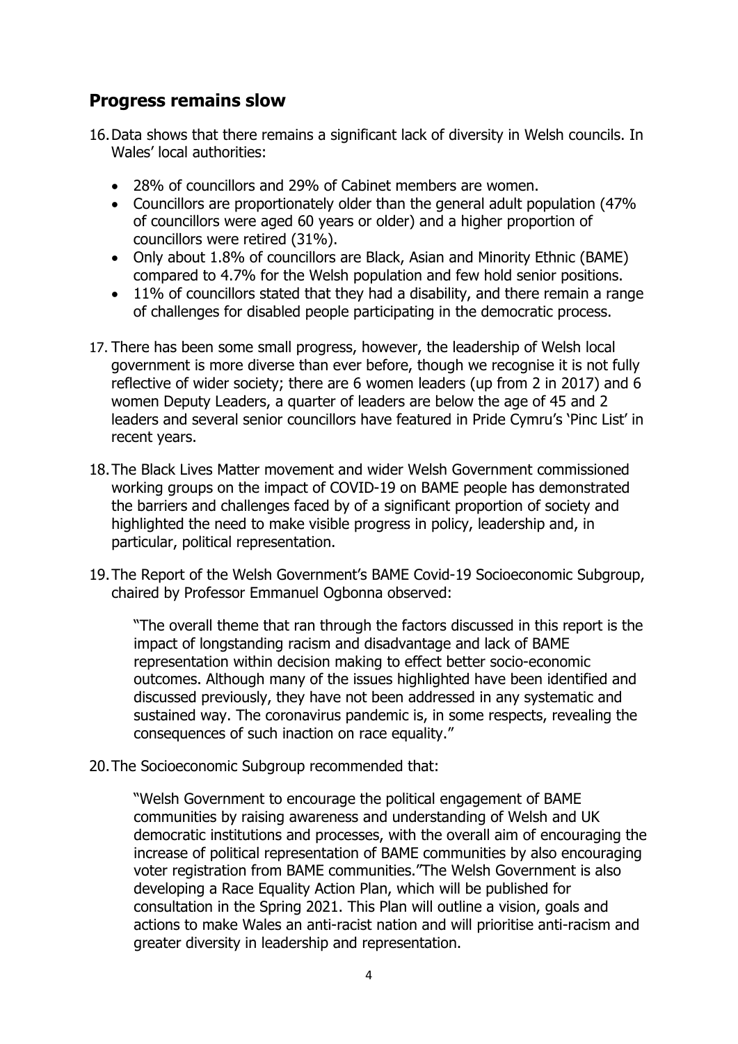## Progress remains slow

16. Data shows that there remains a significant lack of diversity in Welsh councils. In Wales' local authorities:

    - 28% of councillors and 29% of Cabinet members are women.
    - Councillors are proportionately older than the general adult population (47% of councillors were aged 60 years or older) and a higher proportion of councillors were retired (31%).
    - Only about 1.8% of councillors are Black, Asian and Minority Ethnic (BAME) compared to 4.7% for the Welsh population and few hold senior positions.
    - 11% of councillors stated that they had a disability, and there remain a range of challenges for disabled people participating in the democratic process.

17. There has been some small progress, however, the leadership of Welsh local government is more diverse than ever before, though we recognise it is not fully reflective of wider society; there are 6 women leaders (up from 2 in 2017) and 6 women Deputy Leaders, a quarter of leaders are below the age of 45 and 2 leaders and several senior councillors have featured in Pride Cymru's 'Pinc List' in recent years.

18. The Black Lives Matter movement and wider Welsh Government commissioned working groups on the impact of COVID-19 on BAME people has demonstrated the barriers and challenges faced by of a significant proportion of society and highlighted the need to make visible progress in policy, leadership and, in particular, political representation.

19. The Report of the Welsh Government's BAME Covid-19 Socioeconomic Subgroup, chaired by Professor Emmanuel Ogbonna observed:

    "The overall theme that ran through the factors discussed in this report is the impact of longstanding racism and disadvantage and lack of BAME representation within decision making to effect better socio-economic outcomes. Although many of the issues highlighted have been identified and discussed previously, they have not been addressed in any systematic and sustained way. The coronavirus pandemic is, in some respects, revealing the consequences of such inaction on race equality."

20. The Socioeconomic Subgroup recommended that:

    "Welsh Government to encourage the political engagement of BAME communities by raising awareness and understanding of Welsh and UK democratic institutions and processes, with the overall aim of encouraging the increase of political representation of BAME communities by also encouraging voter registration from BAME communities."The Welsh Government is also developing a Race Equality Action Plan, which will be published for consultation in the Spring 2021. This Plan will outline a vision, goals and actions to make Wales an anti-racist nation and will prioritise anti-racism and greater diversity in leadership and representation.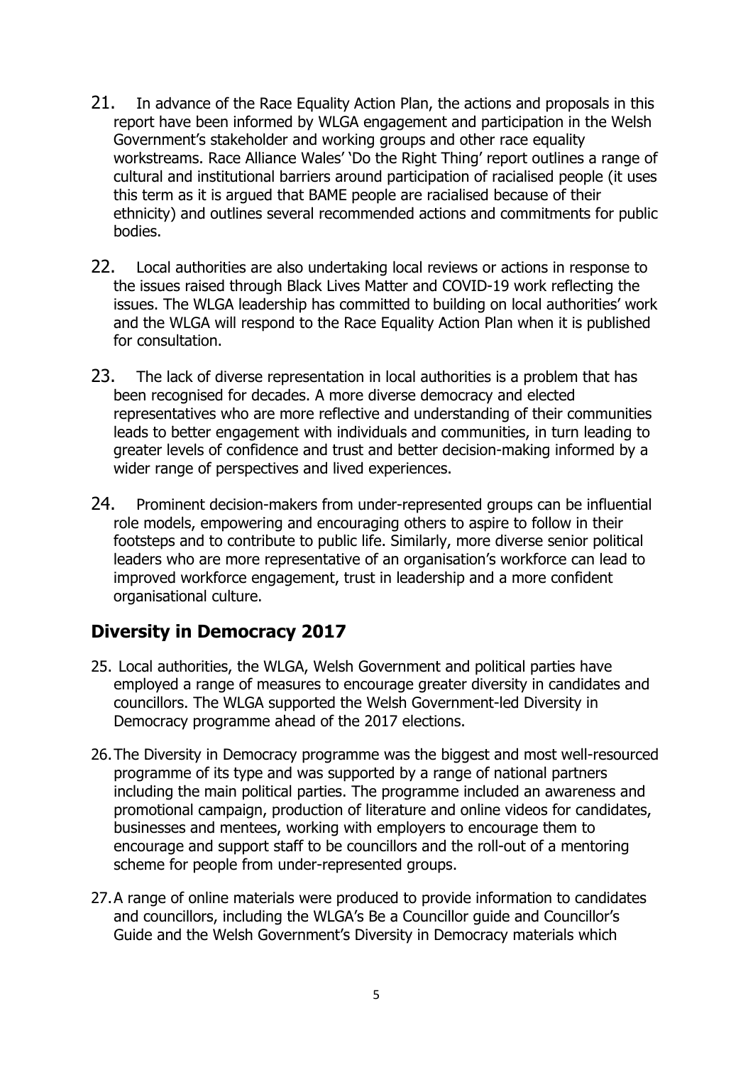21. In advance of the Race Equality Action Plan, the actions and proposals in this report have been informed by WLGA engagement and participation in the Welsh Government's stakeholder and working groups and other race equality workstreams. Race Alliance Wales' 'Do the Right Thing' report outlines a range of cultural and institutional barriers around participation of racialised people (it uses this term as it is argued that BAME people are racialised because of their ethnicity) and outlines several recommended actions and commitments for public bodies.

22. Local authorities are also undertaking local reviews or actions in response to the issues raised through Black Lives Matter and COVID-19 work reflecting the issues. The WLGA leadership has committed to building on local authorities' work and the WLGA will respond to the Race Equality Action Plan when it is published for consultation.

23. The lack of diverse representation in local authorities is a problem that has been recognised for decades. A more diverse democracy and elected representatives who are more reflective and understanding of their communities leads to better engagement with individuals and communities, in turn leading to greater levels of confidence and trust and better decision-making informed by a wider range of perspectives and lived experiences.

24. Prominent decision-makers from under-represented groups can be influential role models, empowering and encouraging others to aspire to follow in their footsteps and to contribute to public life. Similarly, more diverse senior political leaders who are more representative of an organisation's workforce can lead to improved workforce engagement, trust in leadership and a more confident organisational culture.

## Diversity in Democracy 2017

25. Local authorities, the WLGA, Welsh Government and political parties have employed a range of measures to encourage greater diversity in candidates and councillors. The WLGA supported the Welsh Government-led Diversity in Democracy programme ahead of the 2017 elections.

26. The Diversity in Democracy programme was the biggest and most well-resourced programme of its type and was supported by a range of national partners including the main political parties. The programme included an awareness and promotional campaign, production of literature and online videos for candidates, businesses and mentees, working with employers to encourage them to encourage and support staff to be councillors and the roll-out of a mentoring scheme for people from under-represented groups.

27. A range of online materials were produced to provide information to candidates and councillors, including the WLGA's Be a Councillor guide and Councillor's Guide and the Welsh Government's Diversity in Democracy materials which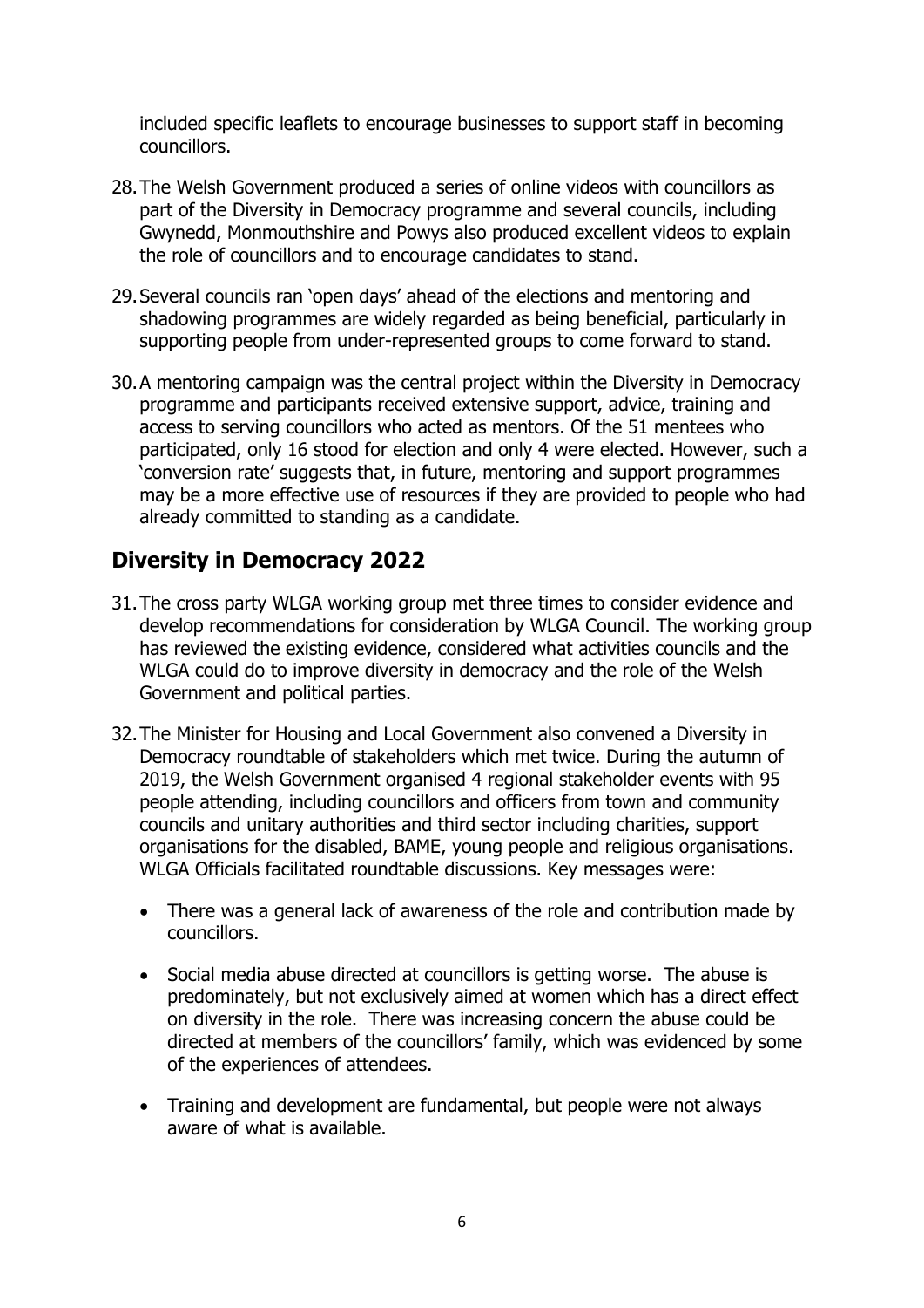included specific leaflets to encourage businesses to support staff in becoming councillors.

28. The Welsh Government produced a series of online videos with councillors as part of the Diversity in Democracy programme and several councils, including Gwynedd, Monmouthshire and Powys also produced excellent videos to explain the role of councillors and to encourage candidates to stand.

29. Several councils ran 'open days' ahead of the elections and mentoring and shadowing programmes are widely regarded as being beneficial, particularly in supporting people from under-represented groups to come forward to stand.

30. A mentoring campaign was the central project within the Diversity in Democracy programme and participants received extensive support, advice, training and access to serving councillors who acted as mentors. Of the 51 mentees who participated, only 16 stood for election and only 4 were elected. However, such a 'conversion rate' suggests that, in future, mentoring and support programmes may be a more effective use of resources if they are provided to people who had already committed to standing as a candidate.

## Diversity in Democracy 2022

31. The cross party WLGA working group met three times to consider evidence and develop recommendations for consideration by WLGA Council. The working group has reviewed the existing evidence, considered what activities councils and the WLGA could do to improve diversity in democracy and the role of the Welsh Government and political parties.

32. The Minister for Housing and Local Government also convened a Diversity in Democracy roundtable of stakeholders which met twice. During the autumn of 2019, the Welsh Government organised 4 regional stakeholder events with 95 people attending, including councillors and officers from town and community councils and unitary authorities and third sector including charities, support organisations for the disabled, BAME, young people and religious organisations. WLGA Officials facilitated roundtable discussions. Key messages were:

    - There was a general lack of awareness of the role and contribution made by councillors.
    - Social media abuse directed at councillors is getting worse. The abuse is predominately, but not exclusively aimed at women which has a direct effect on diversity in the role. There was increasing concern the abuse could be directed at members of the councillors' family, which was evidenced by some of the experiences of attendees.
    - Training and development are fundamental, but people were not always aware of what is available.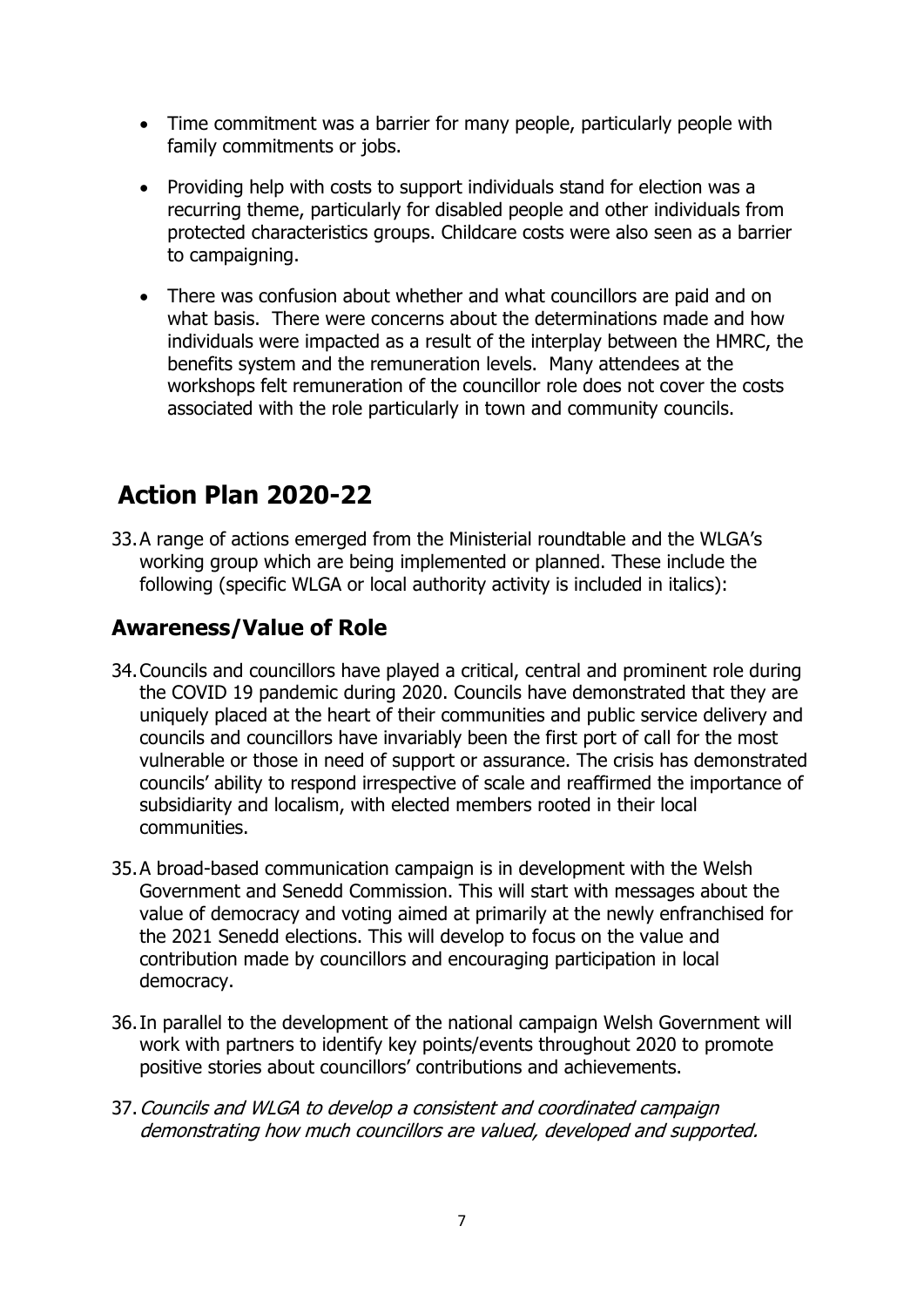- Time commitment was a barrier for many people, particularly people with family commitments or jobs.

- Providing help with costs to support individuals stand for election was a recurring theme, particularly for disabled people and other individuals from protected characteristics groups. Childcare costs were also seen as a barrier to campaigning.

- There was confusion about whether and what councillors are paid and on what basis. There were concerns about the determinations made and how individuals were impacted as a result of the interplay between the HMRC, the benefits system and the remuneration levels. Many attendees at the workshops felt remuneration of the councillor role does not cover the costs associated with the role particularly in town and community councils.

## Action Plan 2020-22

33. A range of actions emerged from the Ministerial roundtable and the WLGA's working group which are being implemented or planned. These include the following (specific WLGA or local authority activity is included in italics):

### Awareness/Value of Role

34. Councils and councillors have played a critical, central and prominent role during the COVID 19 pandemic during 2020. Councils have demonstrated that they are uniquely placed at the heart of their communities and public service delivery and councils and councillors have invariably been the first port of call for the most vulnerable or those in need of support or assurance. The crisis has demonstrated councils' ability to respond irrespective of scale and reaffirmed the importance of subsidiarity and localism, with elected members rooted in their local communities.

35. A broad-based communication campaign is in development with the Welsh Government and Senedd Commission. This will start with messages about the value of democracy and voting aimed at primarily at the newly enfranchised for the 2021 Senedd elections. This will develop to focus on the value and contribution made by councillors and encouraging participation in local democracy.

36. In parallel to the development of the national campaign Welsh Government will work with partners to identify key points/events throughout 2020 to promote positive stories about councillors' contributions and achievements.

37. *Councils and WLGA to develop a consistent and coordinated campaign demonstrating how much councillors are valued, developed and supported.*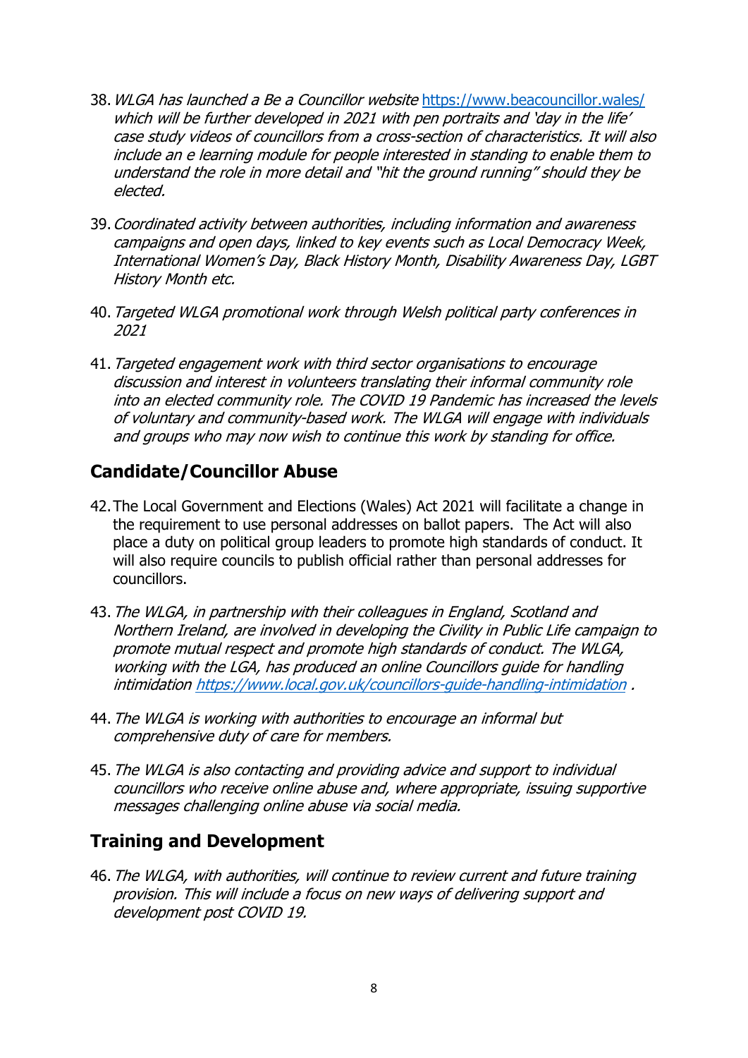38. *WLGA has launched a Be a Councillor website* https://www.beacouncillor.wales/ *which will be further developed in 2021 with pen portraits and 'day in the life' case study videos of councillors from a cross-section of characteristics. It will also include an e learning module for people interested in standing to enable them to understand the role in more detail and "hit the ground running" should they be elected.*

39. *Coordinated activity between authorities, including information and awareness campaigns and open days, linked to key events such as Local Democracy Week, International Women's Day, Black History Month, Disability Awareness Day, LGBT History Month etc.*

40. *Targeted WLGA promotional work through Welsh political party conferences in 2021*

41. *Targeted engagement work with third sector organisations to encourage discussion and interest in volunteers translating their informal community role into an elected community role. The COVID 19 Pandemic has increased the levels of voluntary and community-based work. The WLGA will engage with individuals and groups who may now wish to continue this work by standing for office.*

## Candidate/Councillor Abuse

42. The Local Government and Elections (Wales) Act 2021 will facilitate a change in the requirement to use personal addresses on ballot papers. The Act will also place a duty on political group leaders to promote high standards of conduct. It will also require councils to publish official rather than personal addresses for councillors.

43. *The WLGA, in partnership with their colleagues in England, Scotland and Northern Ireland, are involved in developing the Civility in Public Life campaign to promote mutual respect and promote high standards of conduct. The WLGA, working with the LGA, has produced an online Councillors guide for handling intimidation https://www.local.gov.uk/councillors-guide-handling-intimidation .*

44. *The WLGA is working with authorities to encourage an informal but comprehensive duty of care for members.*

45. *The WLGA is also contacting and providing advice and support to individual councillors who receive online abuse and, where appropriate, issuing supportive messages challenging online abuse via social media.*

## Training and Development

46. *The WLGA, with authorities, will continue to review current and future training provision. This will include a focus on new ways of delivering support and development post COVID 19.*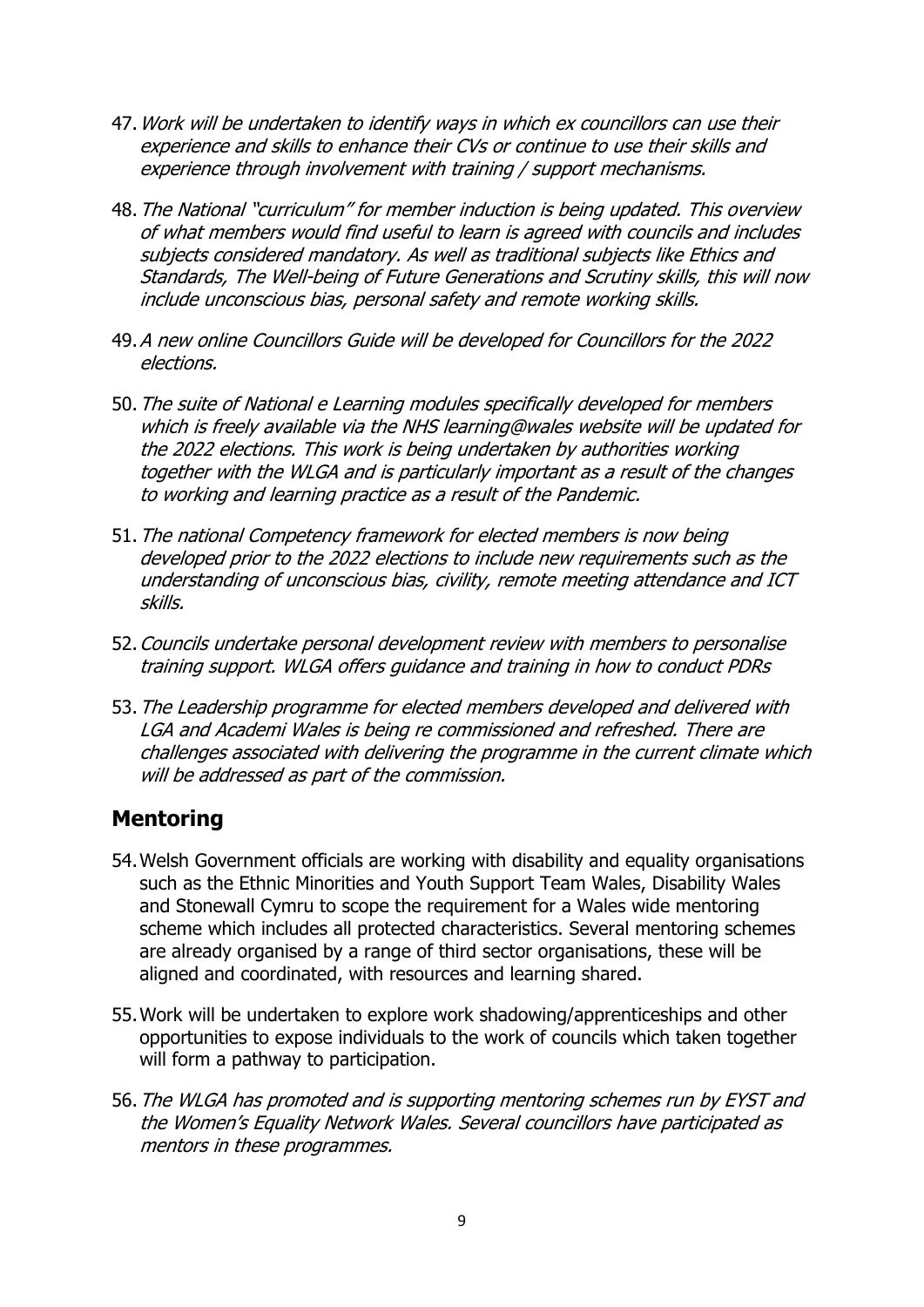47. *Work will be undertaken to identify ways in which ex councillors can use their experience and skills to enhance their CVs or continue to use their skills and experience through involvement with training / support mechanisms.*

48. *The National "curriculum" for member induction is being updated. This overview of what members would find useful to learn is agreed with councils and includes subjects considered mandatory. As well as traditional subjects like Ethics and Standards, The Well-being of Future Generations and Scrutiny skills, this will now include unconscious bias, personal safety and remote working skills.*

49. *A new online Councillors Guide will be developed for Councillors for the 2022 elections.*

50. *The suite of National e Learning modules specifically developed for members which is freely available via the NHS learning@wales website will be updated for the 2022 elections. This work is being undertaken by authorities working together with the WLGA and is particularly important as a result of the changes to working and learning practice as a result of the Pandemic.*

51. *The national Competency framework for elected members is now being developed prior to the 2022 elections to include new requirements such as the understanding of unconscious bias, civility, remote meeting attendance and ICT skills.*

52. *Councils undertake personal development review with members to personalise training support. WLGA offers guidance and training in how to conduct PDRs*

53. *The Leadership programme for elected members developed and delivered with LGA and Academi Wales is being re commissioned and refreshed. There are challenges associated with delivering the programme in the current climate which will be addressed as part of the commission.*

## Mentoring

54. Welsh Government officials are working with disability and equality organisations such as the Ethnic Minorities and Youth Support Team Wales, Disability Wales and Stonewall Cymru to scope the requirement for a Wales wide mentoring scheme which includes all protected characteristics. Several mentoring schemes are already organised by a range of third sector organisations, these will be aligned and coordinated, with resources and learning shared.

55. Work will be undertaken to explore work shadowing/apprenticeships and other opportunities to expose individuals to the work of councils which taken together will form a pathway to participation.

56. *The WLGA has promoted and is supporting mentoring schemes run by EYST and the Women's Equality Network Wales. Several councillors have participated as mentors in these programmes.*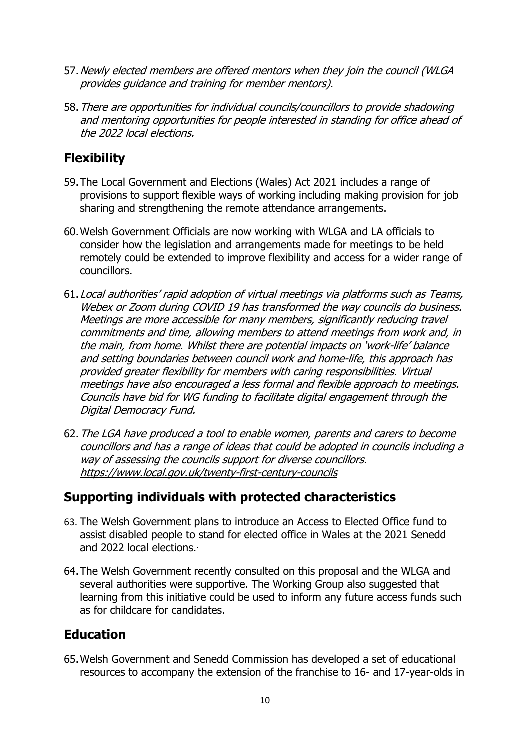57. *Newly elected members are offered mentors when they join the council (WLGA provides guidance and training for member mentors).*

58. *There are opportunities for individual councils/councillors to provide shadowing and mentoring opportunities for people interested in standing for office ahead of the 2022 local elections.*

## Flexibility

59. The Local Government and Elections (Wales) Act 2021 includes a range of provisions to support flexible ways of working including making provision for job sharing and strengthening the remote attendance arrangements.

60. Welsh Government Officials are now working with WLGA and LA officials to consider how the legislation and arrangements made for meetings to be held remotely could be extended to improve flexibility and access for a wider range of councillors.

61. *Local authorities' rapid adoption of virtual meetings via platforms such as Teams, Webex or Zoom during COVID 19 has transformed the way councils do business. Meetings are more accessible for many members, significantly reducing travel commitments and time, allowing members to attend meetings from work and, in the main, from home. Whilst there are potential impacts on 'work-life' balance and setting boundaries between council work and home-life, this approach has provided greater flexibility for members with caring responsibilities. Virtual meetings have also encouraged a less formal and flexible approach to meetings. Councils have bid for WG funding to facilitate digital engagement through the Digital Democracy Fund.*

62. *The LGA have produced a tool to enable women, parents and carers to become councillors and has a range of ideas that could be adopted in councils including a way of assessing the councils support for diverse councillors.* [https://www.local.gov.uk/twenty-first-century-councils](https://www.local.gov.uk/twenty-first-century-councils)

## Supporting individuals with protected characteristics

63. The Welsh Government plans to introduce an Access to Elected Office fund to assist disabled people to stand for elected office in Wales at the 2021 Senedd and 2022 local elections.

64. The Welsh Government recently consulted on this proposal and the WLGA and several authorities were supportive. The Working Group also suggested that learning from this initiative could be used to inform any future access funds such as for childcare for candidates.

## Education

65. Welsh Government and Senedd Commission has developed a set of educational resources to accompany the extension of the franchise to 16- and 17-year-olds in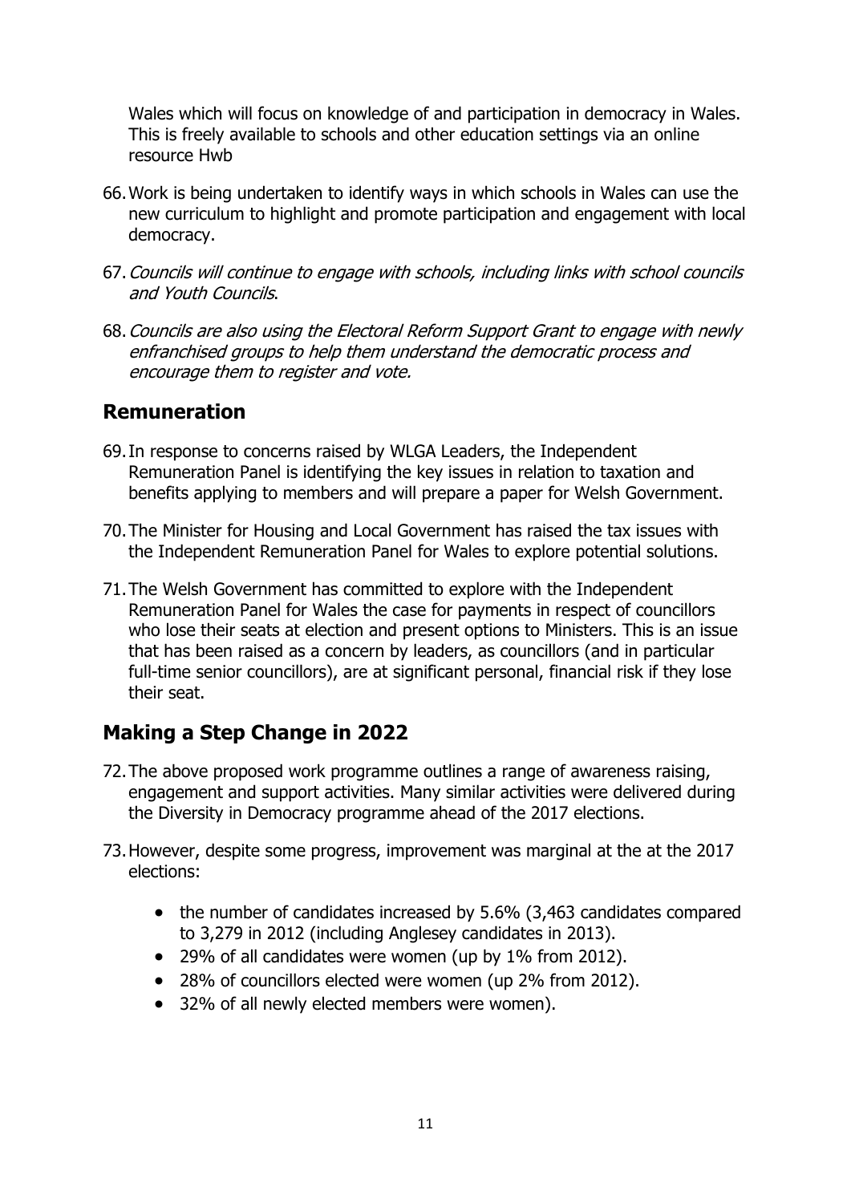Wales which will focus on knowledge of and participation in democracy in Wales. This is freely available to schools and other education settings via an online resource Hwb

66. Work is being undertaken to identify ways in which schools in Wales can use the new curriculum to highlight and promote participation and engagement with local democracy.

67. *Councils will continue to engage with schools, including links with school councils and Youth Councils*.

68. *Councils are also using the Electoral Reform Support Grant to engage with newly enfranchised groups to help them understand the democratic process and encourage them to register and vote.*

## Remuneration

69. In response to concerns raised by WLGA Leaders, the Independent Remuneration Panel is identifying the key issues in relation to taxation and benefits applying to members and will prepare a paper for Welsh Government.

70. The Minister for Housing and Local Government has raised the tax issues with the Independent Remuneration Panel for Wales to explore potential solutions.

71. The Welsh Government has committed to explore with the Independent Remuneration Panel for Wales the case for payments in respect of councillors who lose their seats at election and present options to Ministers. This is an issue that has been raised as a concern by leaders, as councillors (and in particular full-time senior councillors), are at significant personal, financial risk if they lose their seat.

## Making a Step Change in 2022

72. The above proposed work programme outlines a range of awareness raising, engagement and support activities. Many similar activities were delivered during the Diversity in Democracy programme ahead of the 2017 elections.

73. However, despite some progress, improvement was marginal at the at the 2017 elections:

    - the number of candidates increased by 5.6% (3,463 candidates compared to 3,279 in 2012 (including Anglesey candidates in 2013).
    - 29% of all candidates were women (up by 1% from 2012).
    - 28% of councillors elected were women (up 2% from 2012).
    - 32% of all newly elected members were women).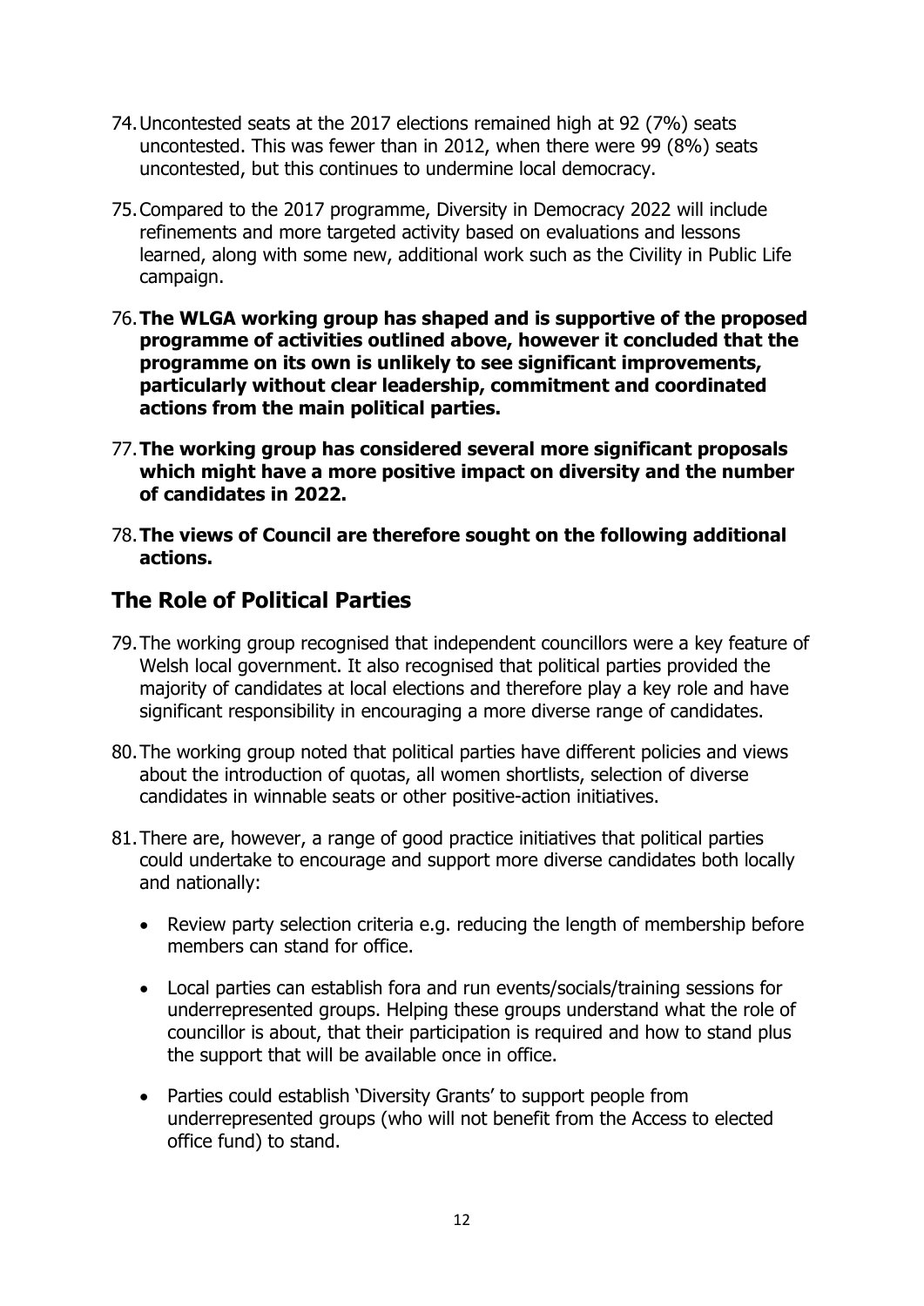74. Uncontested seats at the 2017 elections remained high at 92 (7%) seats uncontested. This was fewer than in 2012, when there were 99 (8%) seats uncontested, but this continues to undermine local democracy.

75. Compared to the 2017 programme, Diversity in Democracy 2022 will include refinements and more targeted activity based on evaluations and lessons learned, along with some new, additional work such as the Civility in Public Life campaign.

76. **The WLGA working group has shaped and is supportive of the proposed programme of activities outlined above, however it concluded that the programme on its own is unlikely to see significant improvements, particularly without clear leadership, commitment and coordinated actions from the main political parties.**

77. **The working group has considered several more significant proposals which might have a more positive impact on diversity and the number of candidates in 2022.**

78. **The views of Council are therefore sought on the following additional actions.**

## The Role of Political Parties

79. The working group recognised that independent councillors were a key feature of Welsh local government. It also recognised that political parties provided the majority of candidates at local elections and therefore play a key role and have significant responsibility in encouraging a more diverse range of candidates.

80. The working group noted that political parties have different policies and views about the introduction of quotas, all women shortlists, selection of diverse candidates in winnable seats or other positive-action initiatives.

81. There are, however, a range of good practice initiatives that political parties could undertake to encourage and support more diverse candidates both locally and nationally:

    - Review party selection criteria e.g. reducing the length of membership before members can stand for office.
    - Local parties can establish fora and run events/socials/training sessions for underrepresented groups. Helping these groups understand what the role of councillor is about, that their participation is required and how to stand plus the support that will be available once in office.
    - Parties could establish 'Diversity Grants' to support people from underrepresented groups (who will not benefit from the Access to elected office fund) to stand.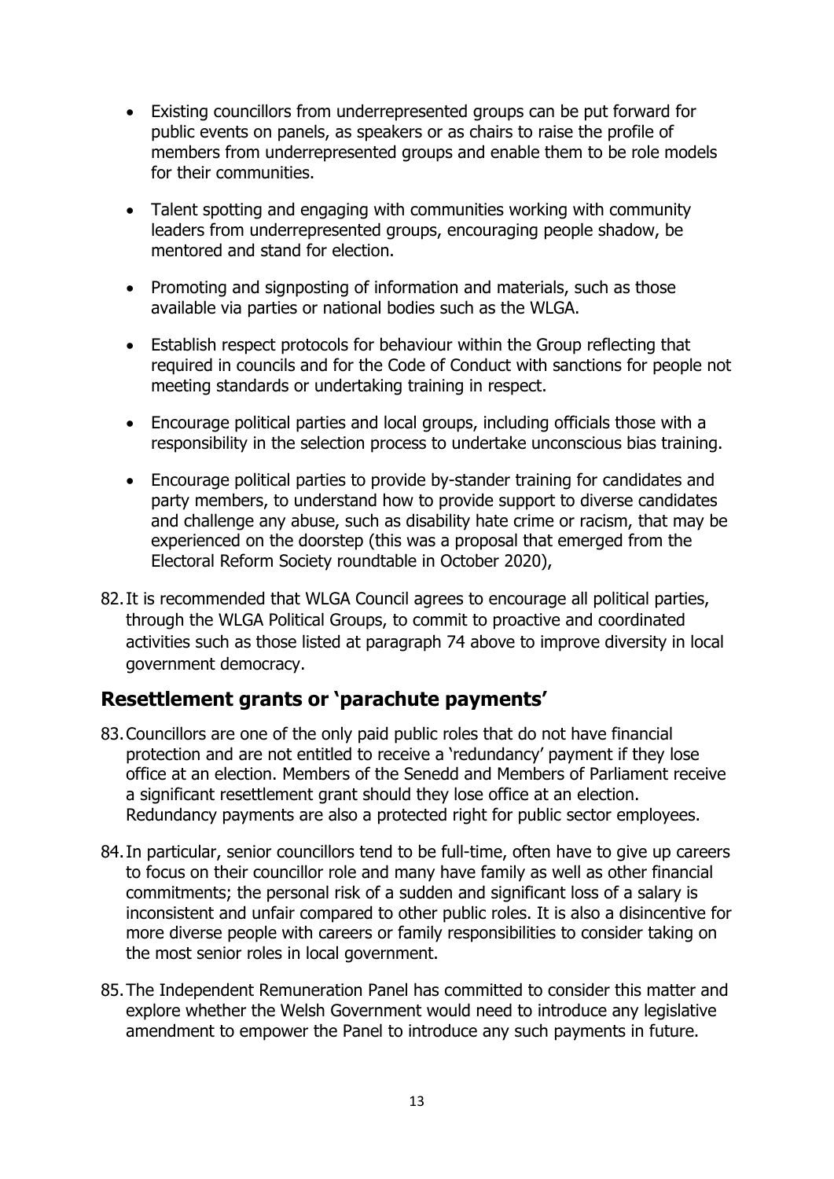- Existing councillors from underrepresented groups can be put forward for public events on panels, as speakers or as chairs to raise the profile of members from underrepresented groups and enable them to be role models for their communities.

- Talent spotting and engaging with communities working with community leaders from underrepresented groups, encouraging people shadow, be mentored and stand for election.

- Promoting and signposting of information and materials, such as those available via parties or national bodies such as the WLGA.

- Establish respect protocols for behaviour within the Group reflecting that required in councils and for the Code of Conduct with sanctions for people not meeting standards or undertaking training in respect.

- Encourage political parties and local groups, including officials those with a responsibility in the selection process to undertake unconscious bias training.

- Encourage political parties to provide by-stander training for candidates and party members, to understand how to provide support to diverse candidates and challenge any abuse, such as disability hate crime or racism, that may be experienced on the doorstep (this was a proposal that emerged from the Electoral Reform Society roundtable in October 2020),

82. It is recommended that WLGA Council agrees to encourage all political parties, through the WLGA Political Groups, to commit to proactive and coordinated activities such as those listed at paragraph 74 above to improve diversity in local government democracy.

## Resettlement grants or 'parachute payments'

83. Councillors are one of the only paid public roles that do not have financial protection and are not entitled to receive a 'redundancy' payment if they lose office at an election. Members of the Senedd and Members of Parliament receive a significant resettlement grant should they lose office at an election. Redundancy payments are also a protected right for public sector employees.

84. In particular, senior councillors tend to be full-time, often have to give up careers to focus on their councillor role and many have family as well as other financial commitments; the personal risk of a sudden and significant loss of a salary is inconsistent and unfair compared to other public roles. It is also a disincentive for more diverse people with careers or family responsibilities to consider taking on the most senior roles in local government.

85. The Independent Remuneration Panel has committed to consider this matter and explore whether the Welsh Government would need to introduce any legislative amendment to empower the Panel to introduce any such payments in future.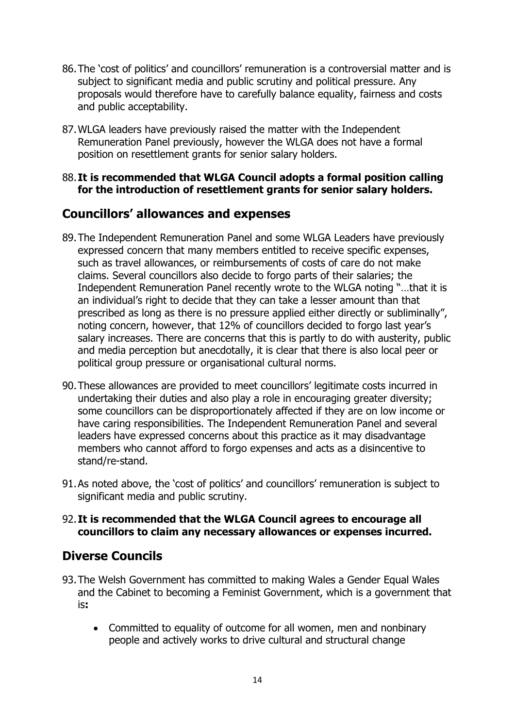86. The 'cost of politics' and councillors' remuneration is a controversial matter and is subject to significant media and public scrutiny and political pressure. Any proposals would therefore have to carefully balance equality, fairness and costs and public acceptability.

87. WLGA leaders have previously raised the matter with the Independent Remuneration Panel previously, however the WLGA does not have a formal position on resettlement grants for senior salary holders.

88. **It is recommended that WLGA Council adopts a formal position calling for the introduction of resettlement grants for senior salary holders.**

## Councillors' allowances and expenses

89. The Independent Remuneration Panel and some WLGA Leaders have previously expressed concern that many members entitled to receive specific expenses, such as travel allowances, or reimbursements of costs of care do not make claims. Several councillors also decide to forgo parts of their salaries; the Independent Remuneration Panel recently wrote to the WLGA noting "…that it is an individual's right to decide that they can take a lesser amount than that prescribed as long as there is no pressure applied either directly or subliminally", noting concern, however, that 12% of councillors decided to forgo last year's salary increases. There are concerns that this is partly to do with austerity, public and media perception but anecdotally, it is clear that there is also local peer or political group pressure or organisational cultural norms.

90. These allowances are provided to meet councillors' legitimate costs incurred in undertaking their duties and also play a role in encouraging greater diversity; some councillors can be disproportionately affected if they are on low income or have caring responsibilities. The Independent Remuneration Panel and several leaders have expressed concerns about this practice as it may disadvantage members who cannot afford to forgo expenses and acts as a disincentive to stand/re-stand.

91. As noted above, the 'cost of politics' and councillors' remuneration is subject to significant media and public scrutiny.

92. **It is recommended that the WLGA Council agrees to encourage all councillors to claim any necessary allowances or expenses incurred.**

## Diverse Councils

93. The Welsh Government has committed to making Wales a Gender Equal Wales and the Cabinet to becoming a Feminist Government, which is a government that is**:**

    - Committed to equality of outcome for all women, men and nonbinary people and actively works to drive cultural and structural change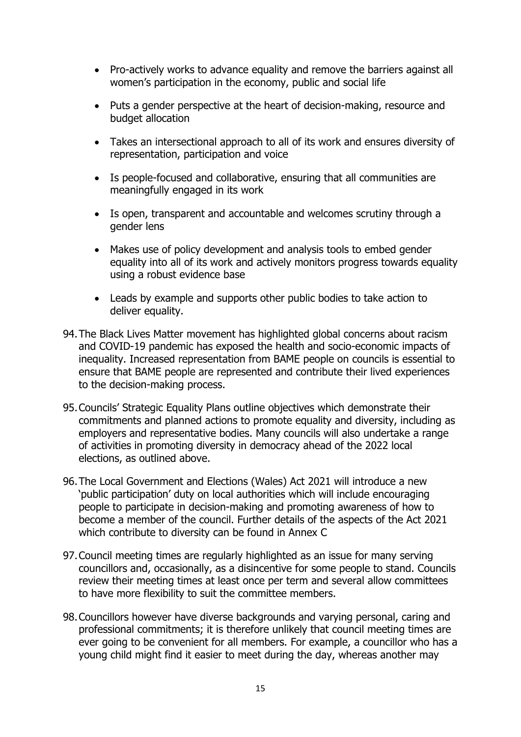- Pro-actively works to advance equality and remove the barriers against all women's participation in the economy, public and social life
- Puts a gender perspective at the heart of decision-making, resource and budget allocation
- Takes an intersectional approach to all of its work and ensures diversity of representation, participation and voice
- Is people-focused and collaborative, ensuring that all communities are meaningfully engaged in its work
- Is open, transparent and accountable and welcomes scrutiny through a gender lens
- Makes use of policy development and analysis tools to embed gender equality into all of its work and actively monitors progress towards equality using a robust evidence base
- Leads by example and supports other public bodies to take action to deliver equality.

94. The Black Lives Matter movement has highlighted global concerns about racism and COVID-19 pandemic has exposed the health and socio-economic impacts of inequality. Increased representation from BAME people on councils is essential to ensure that BAME people are represented and contribute their lived experiences to the decision-making process.

95. Councils' Strategic Equality Plans outline objectives which demonstrate their commitments and planned actions to promote equality and diversity, including as employers and representative bodies. Many councils will also undertake a range of activities in promoting diversity in democracy ahead of the 2022 local elections, as outlined above.

96. The Local Government and Elections (Wales) Act 2021 will introduce a new 'public participation' duty on local authorities which will include encouraging people to participate in decision-making and promoting awareness of how to become a member of the council. Further details of the aspects of the Act 2021 which contribute to diversity can be found in Annex C

97. Council meeting times are regularly highlighted as an issue for many serving councillors and, occasionally, as a disincentive for some people to stand. Councils review their meeting times at least once per term and several allow committees to have more flexibility to suit the committee members.

98. Councillors however have diverse backgrounds and varying personal, caring and professional commitments; it is therefore unlikely that council meeting times are ever going to be convenient for all members. For example, a councillor who has a young child might find it easier to meet during the day, whereas another may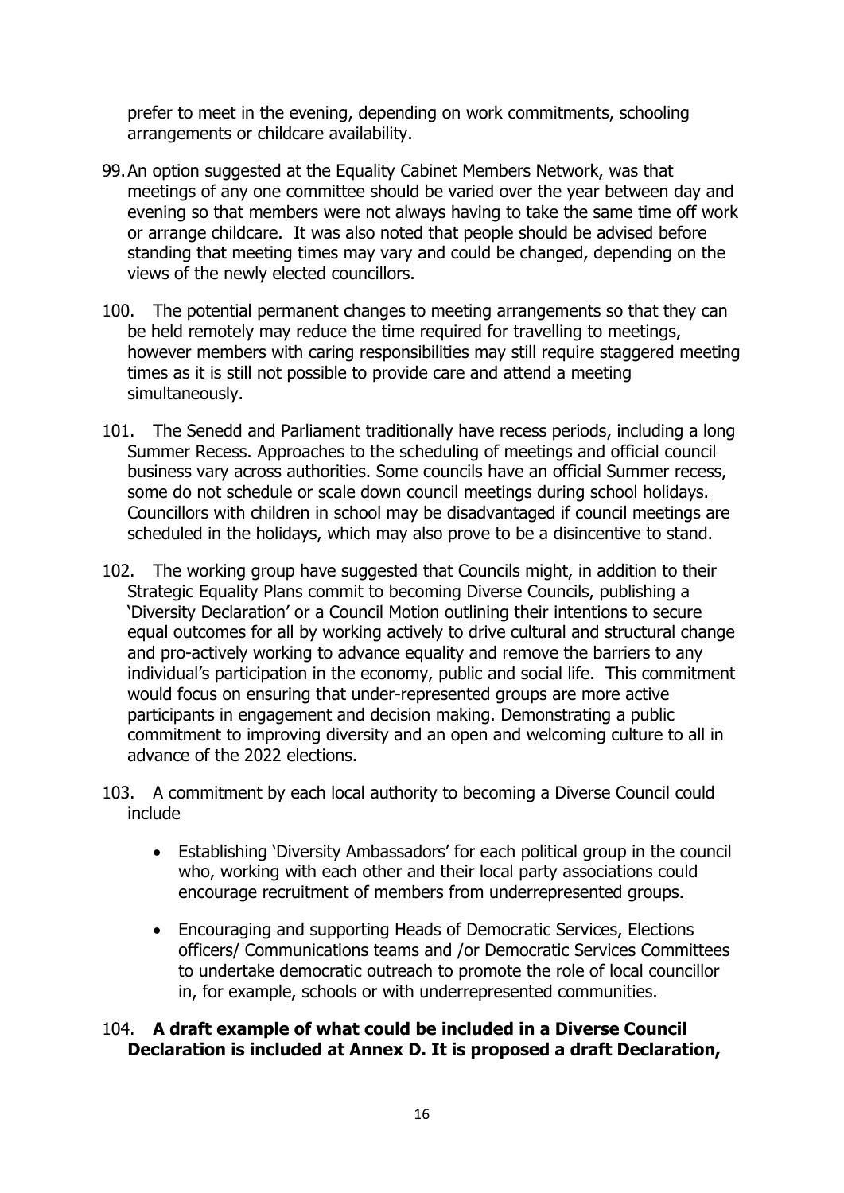prefer to meet in the evening, depending on work commitments, schooling arrangements or childcare availability.

99. An option suggested at the Equality Cabinet Members Network, was that meetings of any one committee should be varied over the year between day and evening so that members were not always having to take the same time off work or arrange childcare. It was also noted that people should be advised before standing that meeting times may vary and could be changed, depending on the views of the newly elected councillors.

100. The potential permanent changes to meeting arrangements so that they can be held remotely may reduce the time required for travelling to meetings, however members with caring responsibilities may still require staggered meeting times as it is still not possible to provide care and attend a meeting simultaneously.

101. The Senedd and Parliament traditionally have recess periods, including a long Summer Recess. Approaches to the scheduling of meetings and official council business vary across authorities. Some councils have an official Summer recess, some do not schedule or scale down council meetings during school holidays. Councillors with children in school may be disadvantaged if council meetings are scheduled in the holidays, which may also prove to be a disincentive to stand.

102. The working group have suggested that Councils might, in addition to their Strategic Equality Plans commit to becoming Diverse Councils, publishing a 'Diversity Declaration' or a Council Motion outlining their intentions to secure equal outcomes for all by working actively to drive cultural and structural change and pro-actively working to advance equality and remove the barriers to any individual's participation in the economy, public and social life. This commitment would focus on ensuring that under-represented groups are more active participants in engagement and decision making. Demonstrating a public commitment to improving diversity and an open and welcoming culture to all in advance of the 2022 elections.

103. A commitment by each local authority to becoming a Diverse Council could include

- Establishing 'Diversity Ambassadors' for each political group in the council who, working with each other and their local party associations could encourage recruitment of members from underrepresented groups.
- Encouraging and supporting Heads of Democratic Services, Elections officers/ Communications teams and /or Democratic Services Committees to undertake democratic outreach to promote the role of local councillor in, for example, schools or with underrepresented communities.

104. **A draft example of what could be included in a Diverse Council Declaration is included at Annex D. It is proposed a draft Declaration,**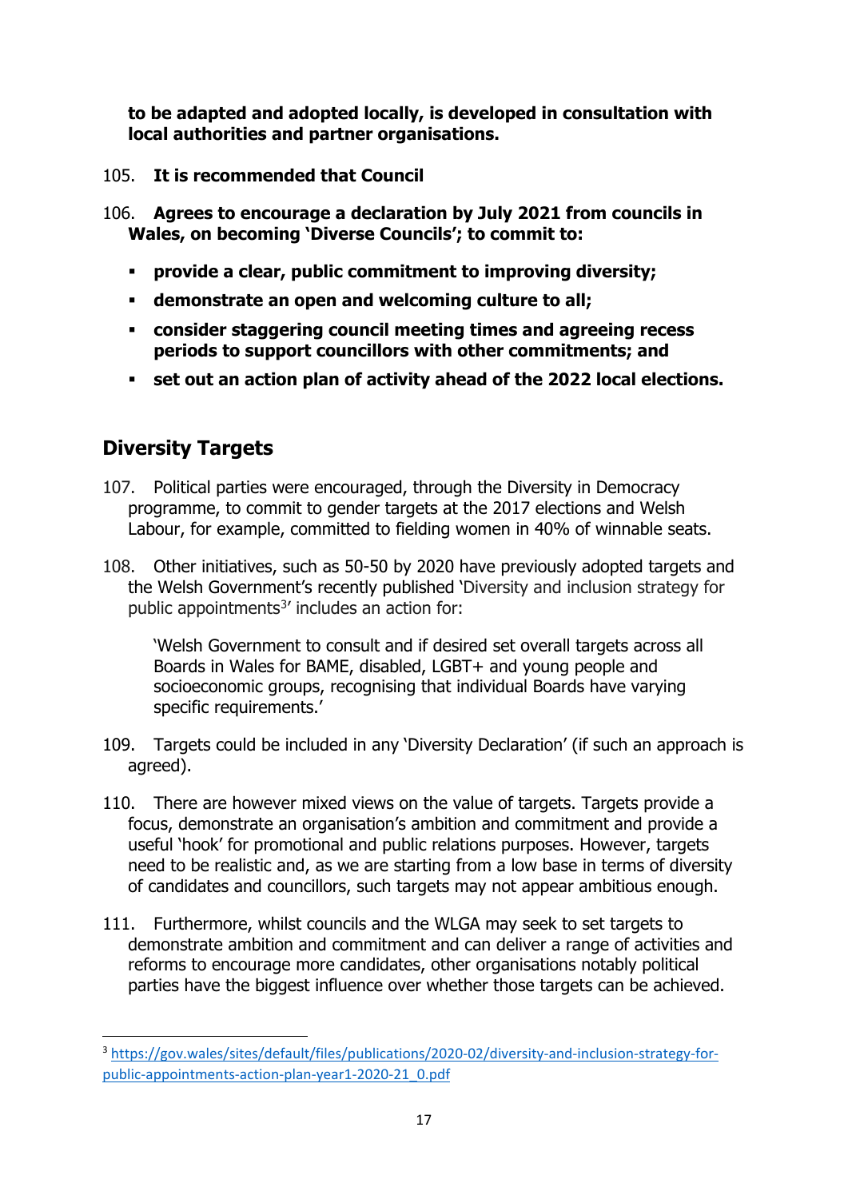**to be adapted and adopted locally, is developed in consultation with local authorities and partner organisations.**

105. **It is recommended that Council**

106. **Agrees to encourage a declaration by July 2021 from councils in Wales, on becoming 'Diverse Councils'; to commit to:**

- **provide a clear, public commitment to improving diversity;**
- **demonstrate an open and welcoming culture to all;**
- **consider staggering council meeting times and agreeing recess periods to support councillors with other commitments; and**
- **set out an action plan of activity ahead of the 2022 local elections.**

## Diversity Targets

107. Political parties were encouraged, through the Diversity in Democracy programme, to commit to gender targets at the 2017 elections and Welsh Labour, for example, committed to fielding women in 40% of winnable seats.

108. Other initiatives, such as 50-50 by 2020 have previously adopted targets and the Welsh Government's recently published 'Diversity and inclusion strategy for public appointments[3]' includes an action for:

> 'Welsh Government to consult and if desired set overall targets across all Boards in Wales for BAME, disabled, LGBT+ and young people and socioeconomic groups, recognising that individual Boards have varying specific requirements.'

109. Targets could be included in any 'Diversity Declaration' (if such an approach is agreed).

110. There are however mixed views on the value of targets. Targets provide a focus, demonstrate an organisation's ambition and commitment and provide a useful 'hook' for promotional and public relations purposes. However, targets need to be realistic and, as we are starting from a low base in terms of diversity of candidates and councillors, such targets may not appear ambitious enough.

111. Furthermore, whilst councils and the WLGA may seek to set targets to demonstrate ambition and commitment and can deliver a range of activities and reforms to encourage more candidates, other organisations notably political parties have the biggest influence over whether those targets can be achieved.

---

[3] https://gov.wales/sites/default/files/publications/2020-02/diversity-and-inclusion-strategy-for-public-appointments-action-plan-year1-2020-21_0.pdf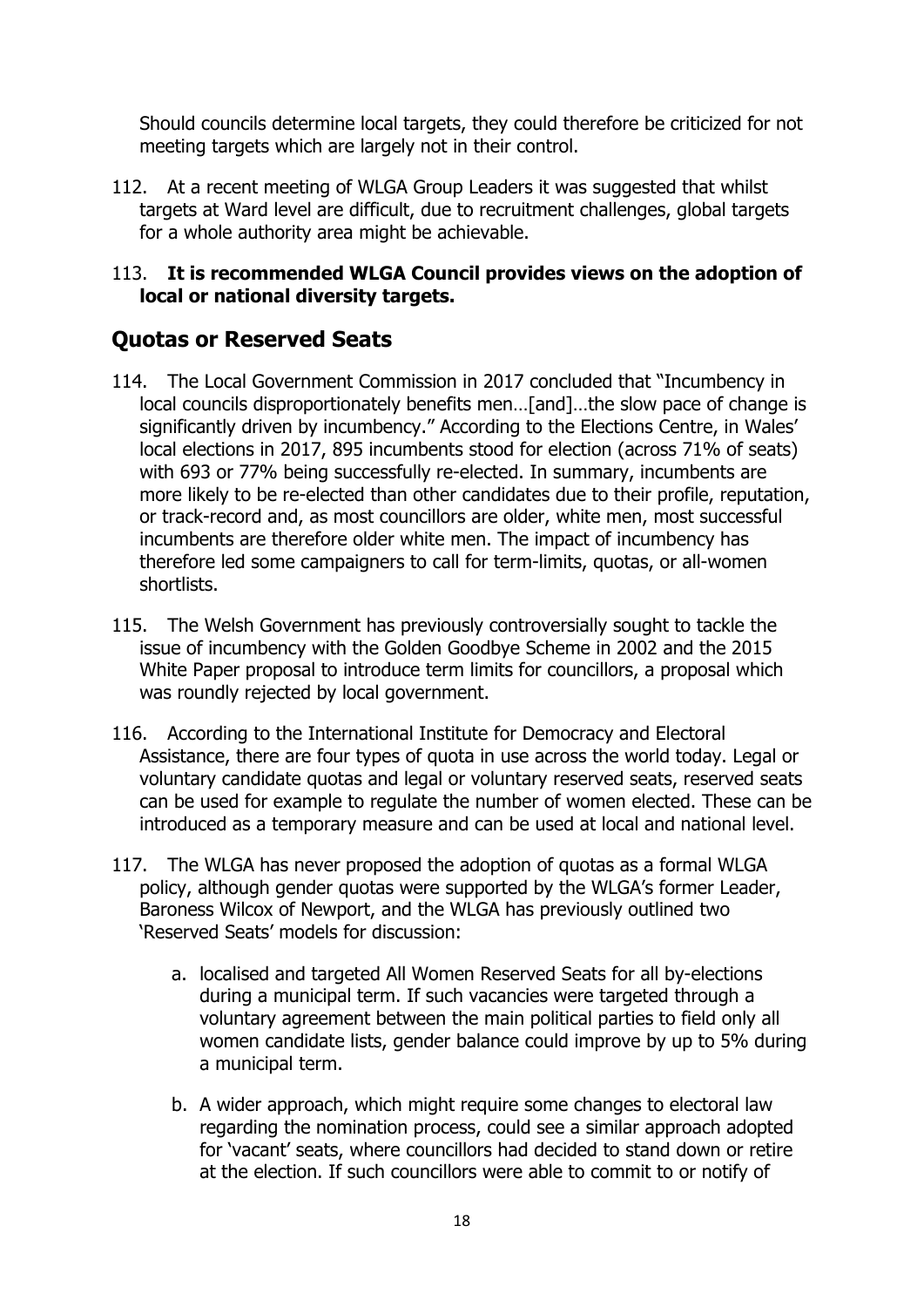Should councils determine local targets, they could therefore be criticized for not meeting targets which are largely not in their control.

112. At a recent meeting of WLGA Group Leaders it was suggested that whilst targets at Ward level are difficult, due to recruitment challenges, global targets for a whole authority area might be achievable.

113. **It is recommended WLGA Council provides views on the adoption of local or national diversity targets.**

## Quotas or Reserved Seats

114. The Local Government Commission in 2017 concluded that "Incumbency in local councils disproportionately benefits men…[and]…the slow pace of change is significantly driven by incumbency." According to the Elections Centre, in Wales' local elections in 2017, 895 incumbents stood for election (across 71% of seats) with 693 or 77% being successfully re-elected. In summary, incumbents are more likely to be re-elected than other candidates due to their profile, reputation, or track-record and, as most councillors are older, white men, most successful incumbents are therefore older white men. The impact of incumbency has therefore led some campaigners to call for term-limits, quotas, or all-women shortlists.

115. The Welsh Government has previously controversially sought to tackle the issue of incumbency with the Golden Goodbye Scheme in 2002 and the 2015 White Paper proposal to introduce term limits for councillors, a proposal which was roundly rejected by local government.

116. According to the International Institute for Democracy and Electoral Assistance, there are four types of quota in use across the world today. Legal or voluntary candidate quotas and legal or voluntary reserved seats, reserved seats can be used for example to regulate the number of women elected. These can be introduced as a temporary measure and can be used at local and national level.

117. The WLGA has never proposed the adoption of quotas as a formal WLGA policy, although gender quotas were supported by the WLGA's former Leader, Baroness Wilcox of Newport, and the WLGA has previously outlined two 'Reserved Seats' models for discussion:

   a. localised and targeted All Women Reserved Seats for all by-elections during a municipal term. If such vacancies were targeted through a voluntary agreement between the main political parties to field only all women candidate lists, gender balance could improve by up to 5% during a municipal term.

   b. A wider approach, which might require some changes to electoral law regarding the nomination process, could see a similar approach adopted for 'vacant' seats, where councillors had decided to stand down or retire at the election. If such councillors were able to commit to or notify of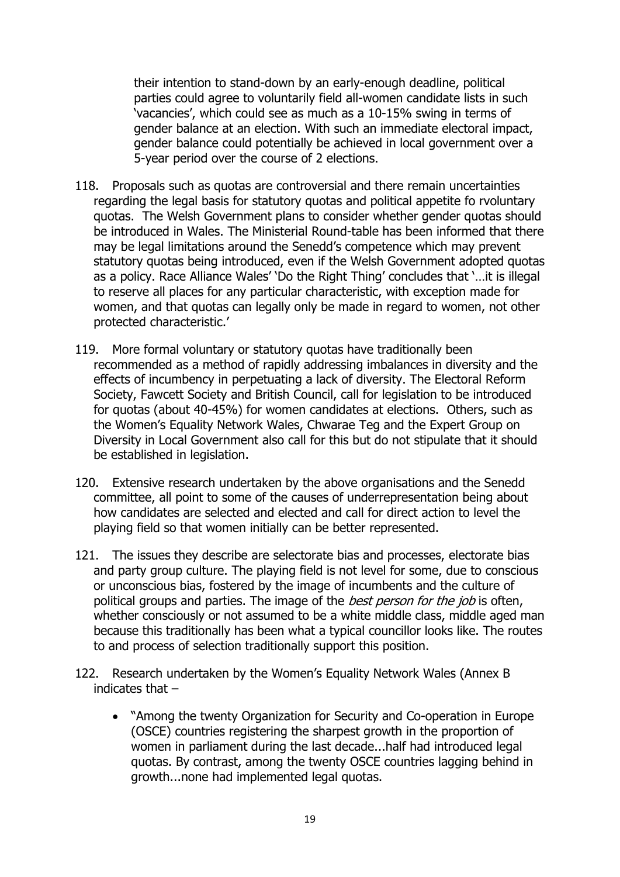their intention to stand-down by an early-enough deadline, political parties could agree to voluntarily field all-women candidate lists in such 'vacancies', which could see as much as a 10-15% swing in terms of gender balance at an election. With such an immediate electoral impact, gender balance could potentially be achieved in local government over a 5-year period over the course of 2 elections.

118. Proposals such as quotas are controversial and there remain uncertainties regarding the legal basis for statutory quotas and political appetite fo rvoluntary quotas. The Welsh Government plans to consider whether gender quotas should be introduced in Wales. The Ministerial Round-table has been informed that there may be legal limitations around the Senedd's competence which may prevent statutory quotas being introduced, even if the Welsh Government adopted quotas as a policy. Race Alliance Wales' 'Do the Right Thing' concludes that '…it is illegal to reserve all places for any particular characteristic, with exception made for women, and that quotas can legally only be made in regard to women, not other protected characteristic.'

119. More formal voluntary or statutory quotas have traditionally been recommended as a method of rapidly addressing imbalances in diversity and the effects of incumbency in perpetuating a lack of diversity. The Electoral Reform Society, Fawcett Society and British Council, call for legislation to be introduced for quotas (about 40-45%) for women candidates at elections. Others, such as the Women's Equality Network Wales, Chwarae Teg and the Expert Group on Diversity in Local Government also call for this but do not stipulate that it should be established in legislation.

120. Extensive research undertaken by the above organisations and the Senedd committee, all point to some of the causes of underrepresentation being about how candidates are selected and elected and call for direct action to level the playing field so that women initially can be better represented.

121. The issues they describe are selectorate bias and processes, electorate bias and party group culture. The playing field is not level for some, due to conscious or unconscious bias, fostered by the image of incumbents and the culture of political groups and parties. The image of the *best person for the job* is often, whether consciously or not assumed to be a white middle class, middle aged man because this traditionally has been what a typical councillor looks like. The routes to and process of selection traditionally support this position.

122. Research undertaken by the Women's Equality Network Wales (Annex B indicates that –

- "Among the twenty Organization for Security and Co-operation in Europe (OSCE) countries registering the sharpest growth in the proportion of women in parliament during the last decade...half had introduced legal quotas. By contrast, among the twenty OSCE countries lagging behind in growth...none had implemented legal quotas.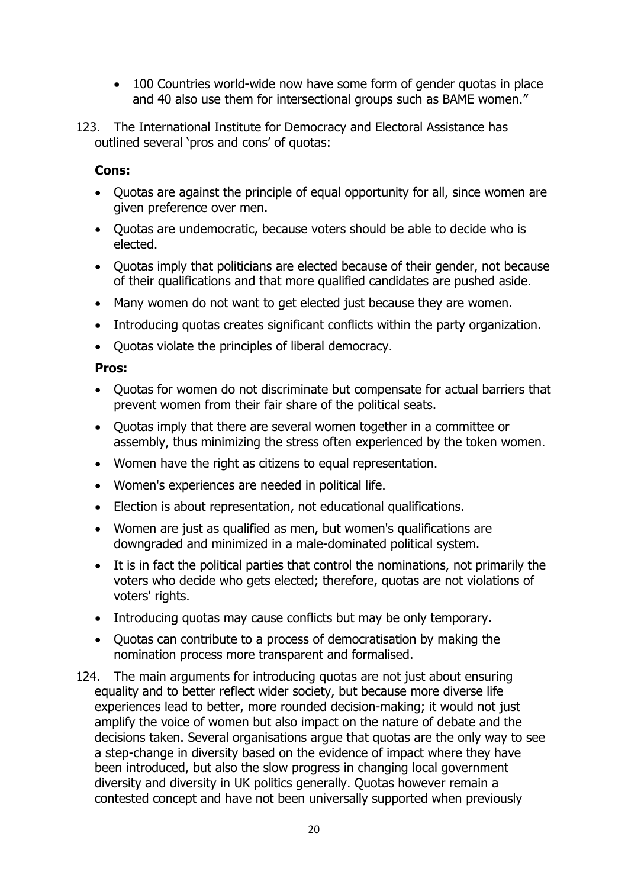- 100 Countries world-wide now have some form of gender quotas in place and 40 also use them for intersectional groups such as BAME women."

123. The International Institute for Democracy and Electoral Assistance has outlined several 'pros and cons' of quotas:

**Cons:**

- Quotas are against the principle of equal opportunity for all, since women are given preference over men.
- Quotas are undemocratic, because voters should be able to decide who is elected.
- Quotas imply that politicians are elected because of their gender, not because of their qualifications and that more qualified candidates are pushed aside.
- Many women do not want to get elected just because they are women.
- Introducing quotas creates significant conflicts within the party organization.
- Quotas violate the principles of liberal democracy.

**Pros:**

- Quotas for women do not discriminate but compensate for actual barriers that prevent women from their fair share of the political seats.
- Quotas imply that there are several women together in a committee or assembly, thus minimizing the stress often experienced by the token women.
- Women have the right as citizens to equal representation.
- Women's experiences are needed in political life.
- Election is about representation, not educational qualifications.
- Women are just as qualified as men, but women's qualifications are downgraded and minimized in a male-dominated political system.
- It is in fact the political parties that control the nominations, not primarily the voters who decide who gets elected; therefore, quotas are not violations of voters' rights.
- Introducing quotas may cause conflicts but may be only temporary.
- Quotas can contribute to a process of democratisation by making the nomination process more transparent and formalised.

124. The main arguments for introducing quotas are not just about ensuring equality and to better reflect wider society, but because more diverse life experiences lead to better, more rounded decision-making; it would not just amplify the voice of women but also impact on the nature of debate and the decisions taken. Several organisations argue that quotas are the only way to see a step-change in diversity based on the evidence of impact where they have been introduced, but also the slow progress in changing local government diversity and diversity in UK politics generally. Quotas however remain a contested concept and have not been universally supported when previously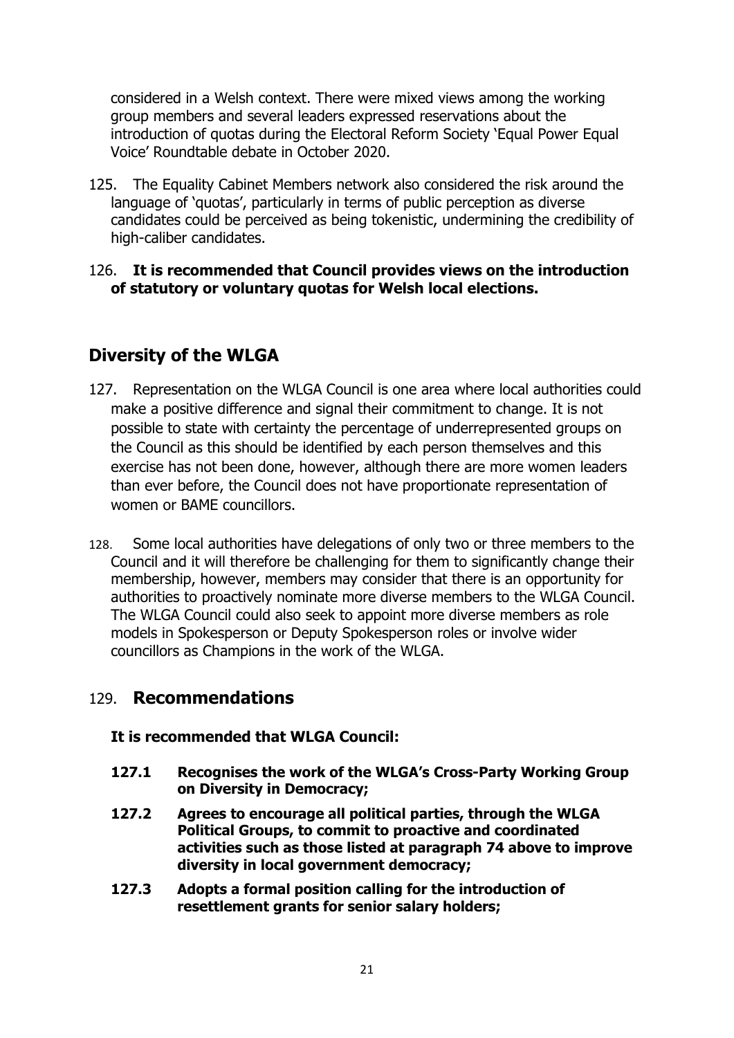considered in a Welsh context. There were mixed views among the working group members and several leaders expressed reservations about the introduction of quotas during the Electoral Reform Society 'Equal Power Equal Voice' Roundtable debate in October 2020.

125. The Equality Cabinet Members network also considered the risk around the language of 'quotas', particularly in terms of public perception as diverse candidates could be perceived as being tokenistic, undermining the credibility of high-caliber candidates.

126. **It is recommended that Council provides views on the introduction of statutory or voluntary quotas for Welsh local elections.**

## Diversity of the WLGA

127. Representation on the WLGA Council is one area where local authorities could make a positive difference and signal their commitment to change. It is not possible to state with certainty the percentage of underrepresented groups on the Council as this should be identified by each person themselves and this exercise has not been done, however, although there are more women leaders than ever before, the Council does not have proportionate representation of women or BAME councillors.

128. Some local authorities have delegations of only two or three members to the Council and it will therefore be challenging for them to significantly change their membership, however, members may consider that there is an opportunity for authorities to proactively nominate more diverse members to the WLGA Council. The WLGA Council could also seek to appoint more diverse members as role models in Spokesperson or Deputy Spokesperson roles or involve wider councillors as Champions in the work of the WLGA.

## 129. Recommendations

**It is recommended that WLGA Council:**

**127.1 Recognises the work of the WLGA's Cross-Party Working Group on Diversity in Democracy;**

**127.2 Agrees to encourage all political parties, through the WLGA Political Groups, to commit to proactive and coordinated activities such as those listed at paragraph 74 above to improve diversity in local government democracy;**

**127.3 Adopts a formal position calling for the introduction of resettlement grants for senior salary holders;**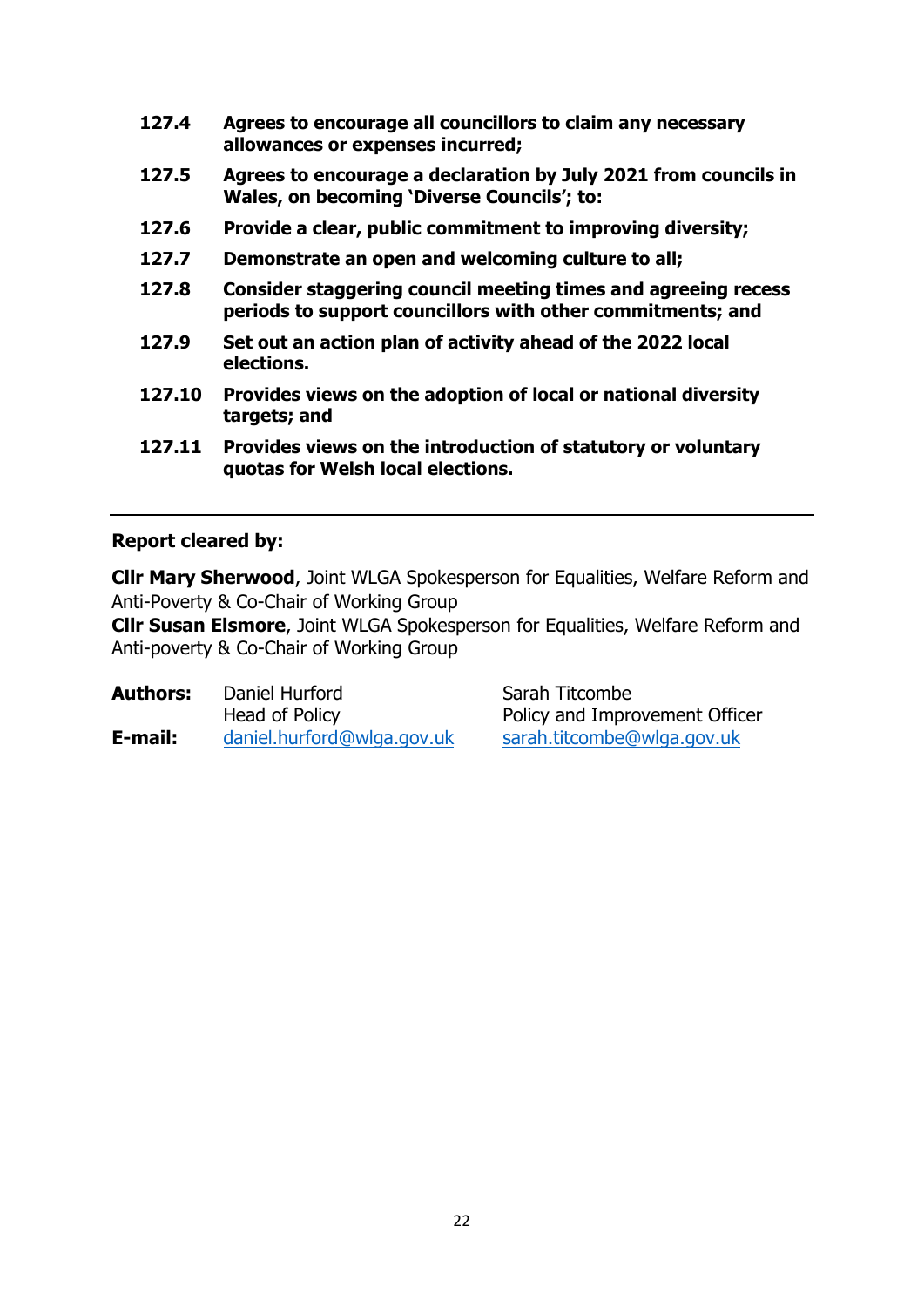**127.4 Agrees to encourage all councillors to claim any necessary allowances or expenses incurred;**

**127.5 Agrees to encourage a declaration by July 2021 from councils in Wales, on becoming 'Diverse Councils'; to:**

**127.6 Provide a clear, public commitment to improving diversity;**

**127.7 Demonstrate an open and welcoming culture to all;**

**127.8 Consider staggering council meeting times and agreeing recess periods to support councillors with other commitments; and**

**127.9 Set out an action plan of activity ahead of the 2022 local elections.**

**127.10 Provides views on the adoption of local or national diversity targets; and**

**127.11 Provides views on the introduction of statutory or voluntary quotas for Welsh local elections.**

---

**Report cleared by:**

**Cllr Mary Sherwood**, Joint WLGA Spokesperson for Equalities, Welfare Reform and Anti-Poverty & Co-Chair of Working Group
**Cllr Susan Elsmore**, Joint WLGA Spokesperson for Equalities, Welfare Reform and Anti-poverty & Co-Chair of Working Group

| | | |
|---|---|---|
| **Authors:** | Daniel Hurford<br>Head of Policy | Sarah Titcombe<br>Policy and Improvement Officer |
| **E-mail:** | daniel.hurford@wlga.gov.uk | sarah.titcombe@wlga.gov.uk |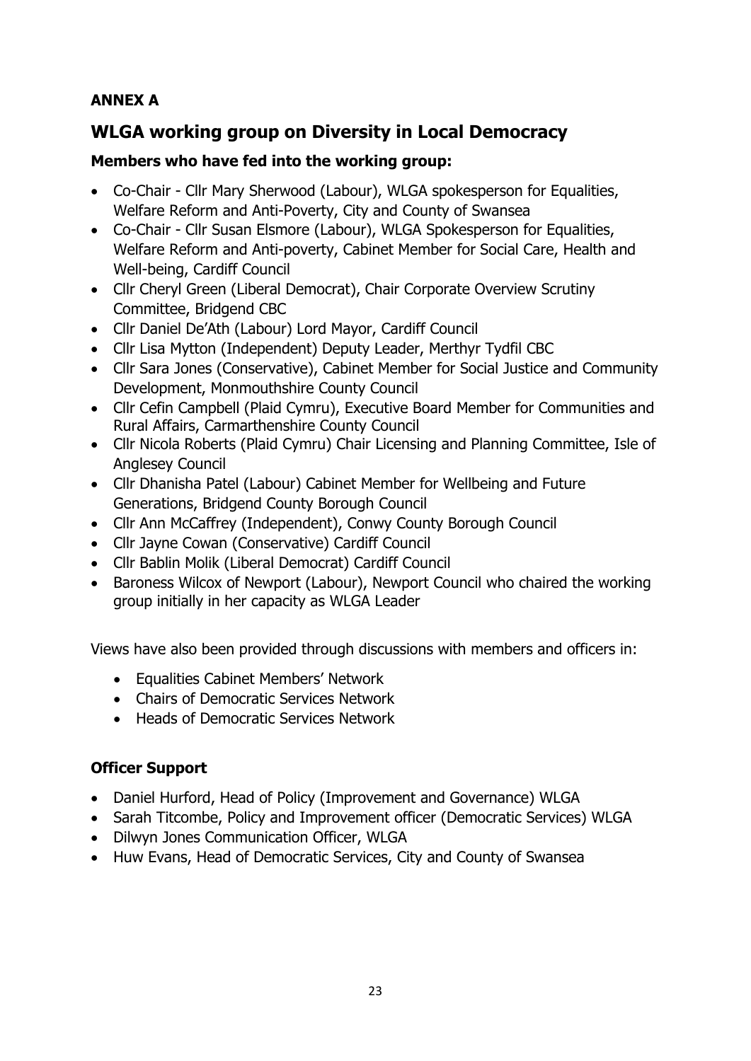**ANNEX A**

## WLGA working group on Diversity in Local Democracy

### Members who have fed into the working group:

- Co-Chair - Cllr Mary Sherwood (Labour), WLGA spokesperson for Equalities, Welfare Reform and Anti-Poverty, City and County of Swansea
- Co-Chair - Cllr Susan Elsmore (Labour), WLGA Spokesperson for Equalities, Welfare Reform and Anti-poverty, Cabinet Member for Social Care, Health and Well-being, Cardiff Council
- Cllr Cheryl Green (Liberal Democrat), Chair Corporate Overview Scrutiny Committee, Bridgend CBC
- Cllr Daniel De'Ath (Labour) Lord Mayor, Cardiff Council
- Cllr Lisa Mytton (Independent) Deputy Leader, Merthyr Tydfil CBC
- Cllr Sara Jones (Conservative), Cabinet Member for Social Justice and Community Development, Monmouthshire County Council
- Cllr Cefin Campbell (Plaid Cymru), Executive Board Member for Communities and Rural Affairs, Carmarthenshire County Council
- Cllr Nicola Roberts (Plaid Cymru) Chair Licensing and Planning Committee, Isle of Anglesey Council
- Cllr Dhanisha Patel (Labour) Cabinet Member for Wellbeing and Future Generations, Bridgend County Borough Council
- Cllr Ann McCaffrey (Independent), Conwy County Borough Council
- Cllr Jayne Cowan (Conservative) Cardiff Council
- Cllr Bablin Molik (Liberal Democrat) Cardiff Council
- Baroness Wilcox of Newport (Labour), Newport Council who chaired the working group initially in her capacity as WLGA Leader

Views have also been provided through discussions with members and officers in:

- Equalities Cabinet Members' Network
- Chairs of Democratic Services Network
- Heads of Democratic Services Network

### Officer Support

- Daniel Hurford, Head of Policy (Improvement and Governance) WLGA
- Sarah Titcombe, Policy and Improvement officer (Democratic Services) WLGA
- Dilwyn Jones Communication Officer, WLGA
- Huw Evans, Head of Democratic Services, City and County of Swansea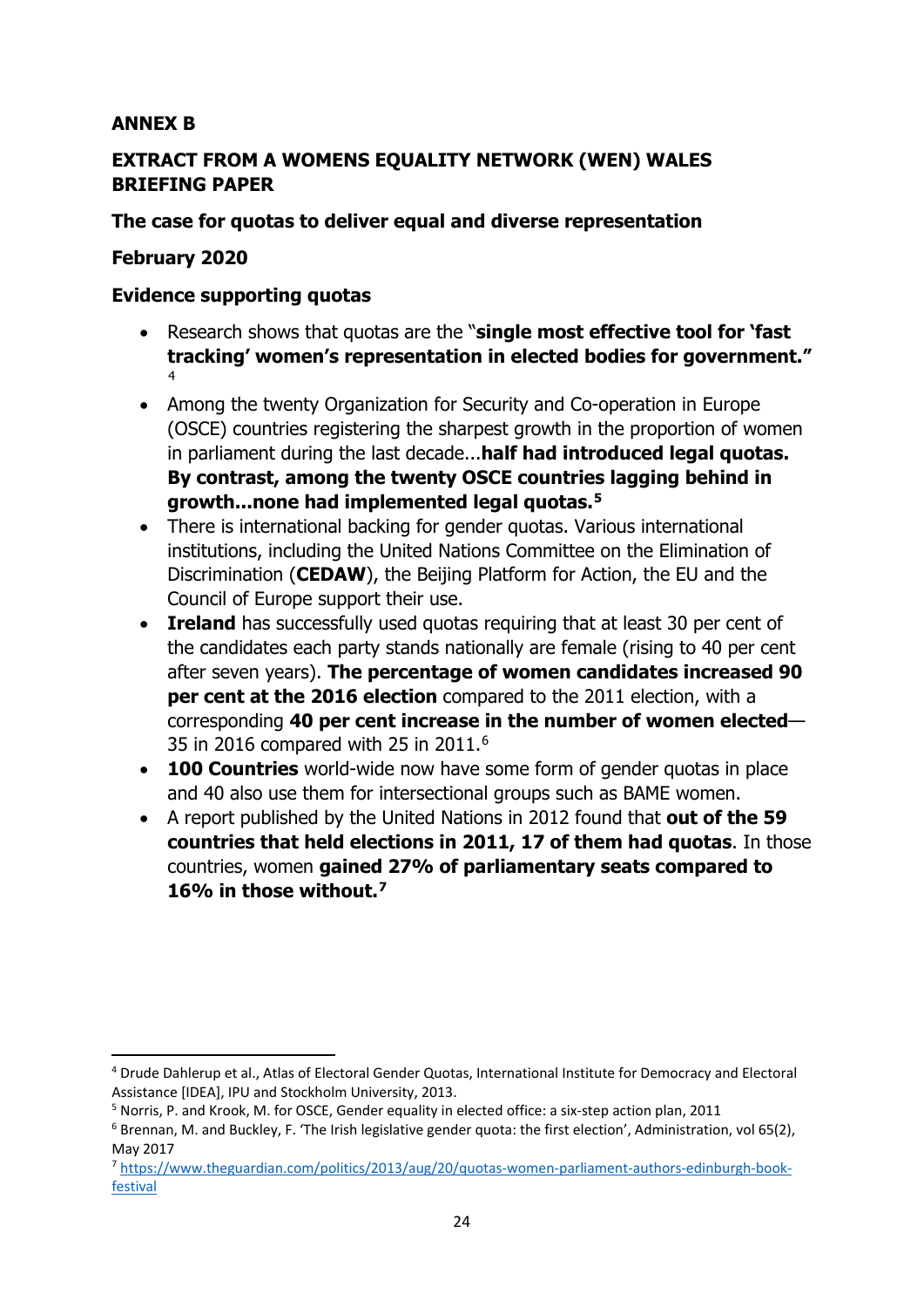**ANNEX B**

**EXTRACT FROM A WOMENS EQUALITY NETWORK (WEN) WALES BRIEFING PAPER**

**The case for quotas to deliver equal and diverse representation**

**February 2020**

**Evidence supporting quotas**

- Research shows that quotas are the "**single most effective tool for 'fast tracking' women's representation in elected bodies for government."**[4]
- Among the twenty Organization for Security and Co-operation in Europe (OSCE) countries registering the sharpest growth in the proportion of women in parliament during the last decade...**half had introduced legal quotas. By contrast, among the twenty OSCE countries lagging behind in growth...none had implemented legal quotas.**[5]
- There is international backing for gender quotas. Various international institutions, including the United Nations Committee on the Elimination of Discrimination (**CEDAW**), the Beijing Platform for Action, the EU and the Council of Europe support their use.
- **Ireland** has successfully used quotas requiring that at least 30 per cent of the candidates each party stands nationally are female (rising to 40 per cent after seven years). **The percentage of women candidates increased 90 per cent at the 2016 election** compared to the 2011 election, with a corresponding **40 per cent increase in the number of women elected**—35 in 2016 compared with 25 in 2011.[6]
- **100 Countries** world-wide now have some form of gender quotas in place and 40 also use them for intersectional groups such as BAME women.
- A report published by the United Nations in 2012 found that **out of the 59 countries that held elections in 2011, 17 of them had quotas**. In those countries, women **gained 27% of parliamentary seats compared to 16% in those without.**[7]

---

[4] Drude Dahlerup et al., Atlas of Electoral Gender Quotas, International Institute for Democracy and Electoral Assistance [IDEA], IPU and Stockholm University, 2013.

[5] Norris, P. and Krook, M. for OSCE, Gender equality in elected office: a six-step action plan, 2011

[6] Brennan, M. and Buckley, F. 'The Irish legislative gender quota: the first election', Administration, vol 65(2), May 2017

[7] https://www.theguardian.com/politics/2013/aug/20/quotas-women-parliament-authors-edinburgh-book-festival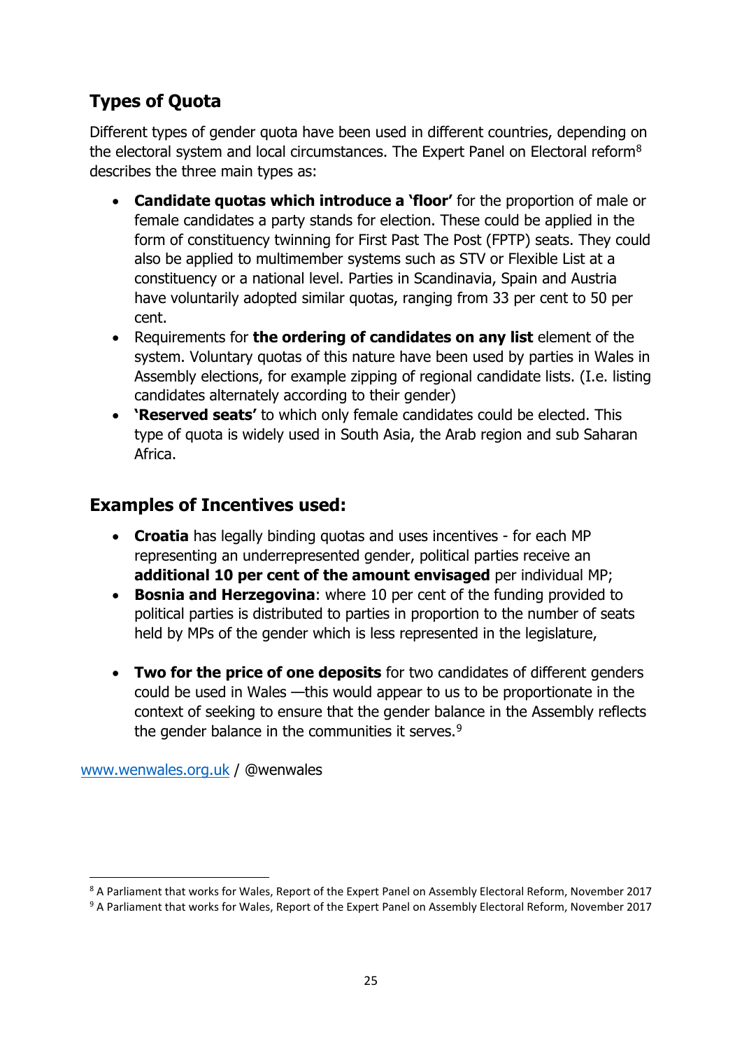## Types of Quota

Different types of gender quota have been used in different countries, depending on the electoral system and local circumstances. The Expert Panel on Electoral reform[8] describes the three main types as:

- **Candidate quotas which introduce a 'floor'** for the proportion of male or female candidates a party stands for election. These could be applied in the form of constituency twinning for First Past The Post (FPTP) seats. They could also be applied to multimember systems such as STV or Flexible List at a constituency or a national level. Parties in Scandinavia, Spain and Austria have voluntarily adopted similar quotas, ranging from 33 per cent to 50 per cent.
- Requirements for **the ordering of candidates on any list** element of the system. Voluntary quotas of this nature have been used by parties in Wales in Assembly elections, for example zipping of regional candidate lists. (I.e. listing candidates alternately according to their gender)
- **'Reserved seats'** to which only female candidates could be elected. This type of quota is widely used in South Asia, the Arab region and sub Saharan Africa.

## Examples of Incentives used:

- **Croatia** has legally binding quotas and uses incentives - for each MP representing an underrepresented gender, political parties receive an **additional 10 per cent of the amount envisaged** per individual MP;
- **Bosnia and Herzegovina**: where 10 per cent of the funding provided to political parties is distributed to parties in proportion to the number of seats held by MPs of the gender which is less represented in the legislature,
- **Two for the price of one deposits** for two candidates of different genders could be used in Wales —this would appear to us to be proportionate in the context of seeking to ensure that the gender balance in the Assembly reflects the gender balance in the communities it serves.[9]

[www.wenwales.org.uk](http://www.wenwales.org.uk) / @wenwales

---

[8] A Parliament that works for Wales, Report of the Expert Panel on Assembly Electoral Reform, November 2017

[9] A Parliament that works for Wales, Report of the Expert Panel on Assembly Electoral Reform, November 2017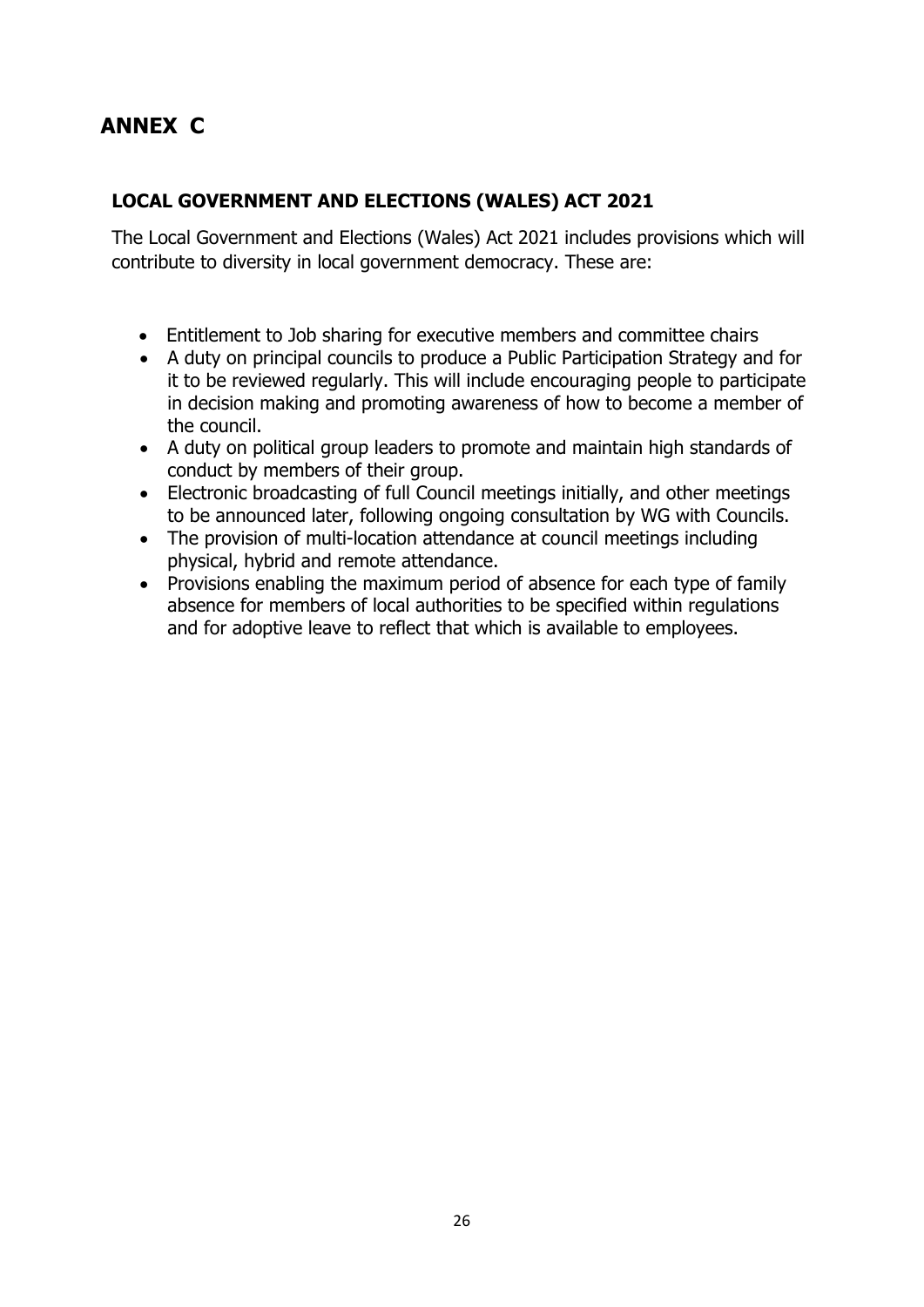# ANNEX C

## LOCAL GOVERNMENT AND ELECTIONS (WALES) ACT 2021

The Local Government and Elections (Wales) Act 2021 includes provisions which will contribute to diversity in local government democracy. These are:

- Entitlement to Job sharing for executive members and committee chairs
- A duty on principal councils to produce a Public Participation Strategy and for it to be reviewed regularly. This will include encouraging people to participate in decision making and promoting awareness of how to become a member of the council.
- A duty on political group leaders to promote and maintain high standards of conduct by members of their group.
- Electronic broadcasting of full Council meetings initially, and other meetings to be announced later, following ongoing consultation by WG with Councils.
- The provision of multi-location attendance at council meetings including physical, hybrid and remote attendance.
- Provisions enabling the maximum period of absence for each type of family absence for members of local authorities to be specified within regulations and for adoptive leave to reflect that which is available to employees.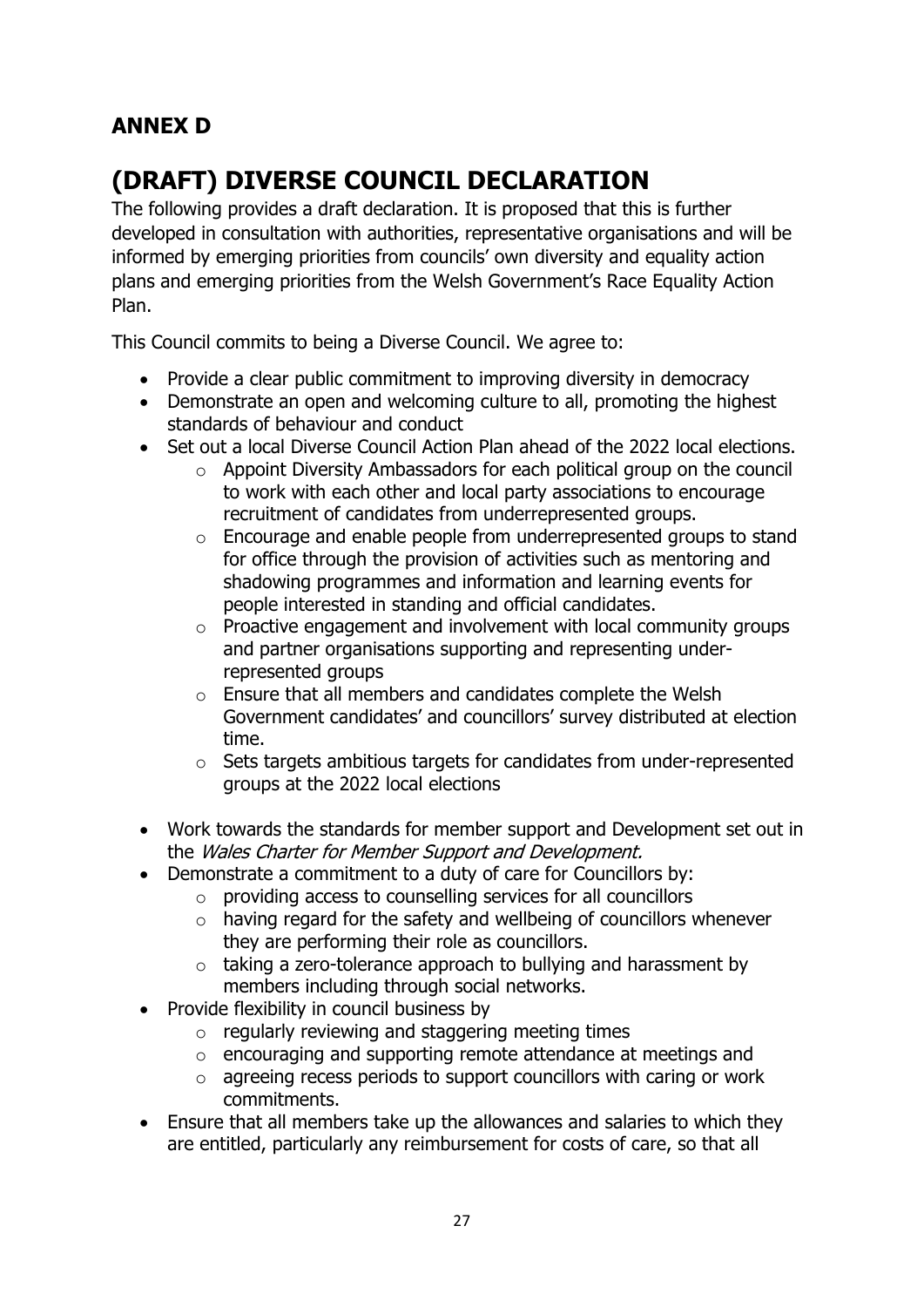## ANNEX D

# (DRAFT) DIVERSE COUNCIL DECLARATION

The following provides a draft declaration. It is proposed that this is further developed in consultation with authorities, representative organisations and will be informed by emerging priorities from councils' own diversity and equality action plans and emerging priorities from the Welsh Government's Race Equality Action Plan.

This Council commits to being a Diverse Council. We agree to:

- Provide a clear public commitment to improving diversity in democracy
- Demonstrate an open and welcoming culture to all, promoting the highest standards of behaviour and conduct
- Set out a local Diverse Council Action Plan ahead of the 2022 local elections.
    - Appoint Diversity Ambassadors for each political group on the council to work with each other and local party associations to encourage recruitment of candidates from underrepresented groups.
    - Encourage and enable people from underrepresented groups to stand for office through the provision of activities such as mentoring and shadowing programmes and information and learning events for people interested in standing and official candidates.
    - Proactive engagement and involvement with local community groups and partner organisations supporting and representing under-represented groups
    - Ensure that all members and candidates complete the Welsh Government candidates' and councillors' survey distributed at election time.
    - Sets targets ambitious targets for candidates from under-represented groups at the 2022 local elections
- Work towards the standards for member support and Development set out in the *Wales Charter for Member Support and Development.*
- Demonstrate a commitment to a duty of care for Councillors by:
    - providing access to counselling services for all councillors
    - having regard for the safety and wellbeing of councillors whenever they are performing their role as councillors.
    - taking a zero-tolerance approach to bullying and harassment by members including through social networks.
- Provide flexibility in council business by
    - regularly reviewing and staggering meeting times
    - encouraging and supporting remote attendance at meetings and
    - agreeing recess periods to support councillors with caring or work commitments.
- Ensure that all members take up the allowances and salaries to which they are entitled, particularly any reimbursement for costs of care, so that all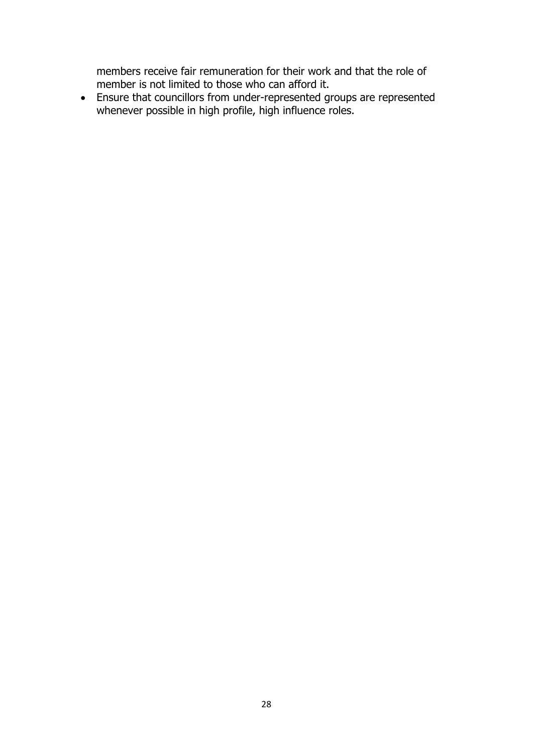members receive fair remuneration for their work and that the role of member is not limited to those who can afford it.

- Ensure that councillors from under-represented groups are represented whenever possible in high profile, high influence roles.